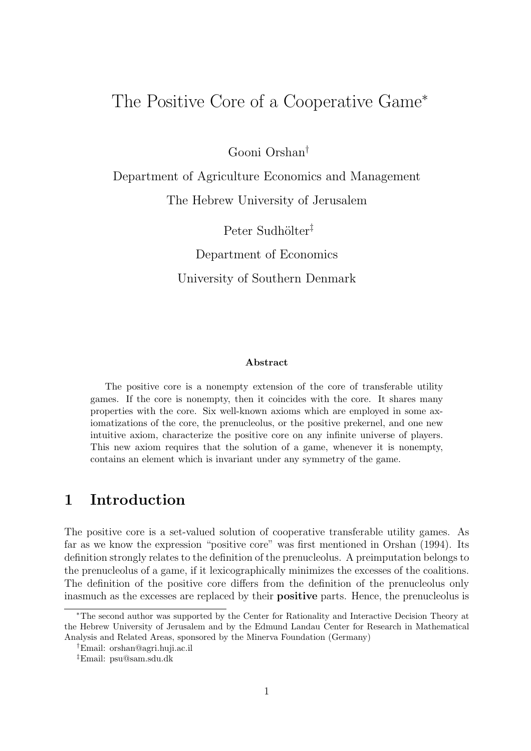# The Positive Core of a Cooperative Game*

Gooni Orshan†

Department of Agriculture Economics and Management

The Hebrew University of Jerusalem

Peter Sudhölter‡

Department of Economics

University of Southern Denmark

**Abstract**

The positive core is a nonempty extension of the core of transferable utility games. If the core is nonempty, then it coincides with the core. It shares many properties with the core. Six well-known axioms which are employed in some axiomatizations of the core, the prenucleolus, or the positive prekernel, and one new intuitive axiom, characterize the positive core on any infinite universe of players. This new axiom requires that the solution of a game, whenever it is nonempty, contains an element which is invariant under any symmetry of the game.

## 1 Introduction

The positive core is a set-valued solution of cooperative transferable utility games. As far as we know the expression "positive core" was first mentioned in Orshan (1994). Its definition strongly relates to the definition of the prenucleolus. A preimputation belongs to the prenucleolus of a game, if it lexicographically minimizes the excesses of the coalitions. The definition of the positive core differs from the definition of the prenucleolus only inasmuch as the excesses are replaced by their **positive** parts. Hence, the prenucleolus is

*The second author was supported by the Center for Rationality and Interactive Decision Theory at the Hebrew University of Jerusalem and by the Edmund Landau Center for Research in Mathematical Analysis and Related Areas, sponsored by the Minerva Foundation (Germany)

†Email: orshan@agri.huji.ac.il

‡Email: psu@sam.sdu.dk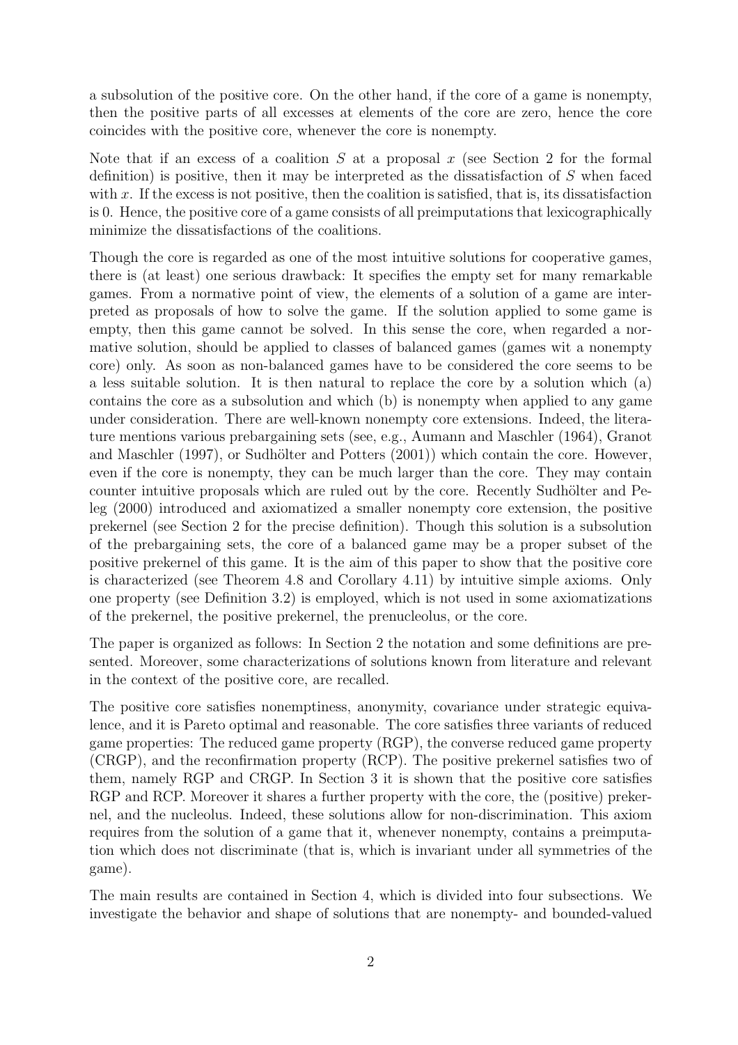a subsolution of the positive core. On the other hand, if the core of a game is nonempty, then the positive parts of all excesses at elements of the core are zero, hence the core coincides with the positive core, whenever the core is nonempty.

Note that if an excess of a coalition $S$ at a proposal $x$ (see Section 2 for the formal definition) is positive, then it may be interpreted as the dissatisfaction of $S$ when faced with $x$. If the excess is not positive, then the coalition is satisfied, that is, its dissatisfaction is 0. Hence, the positive core of a game consists of all preimputations that lexicographically minimize the dissatisfactions of the coalitions.

Though the core is regarded as one of the most intuitive solutions for cooperative games, there is (at least) one serious drawback: It specifies the empty set for many remarkable games. From a normative point of view, the elements of a solution of a game are interpreted as proposals of how to solve the game. If the solution applied to some game is empty, then this game cannot be solved. In this sense the core, when regarded a normative solution, should be applied to classes of balanced games (games wit a nonempty core) only. As soon as non-balanced games have to be considered the core seems to be a less suitable solution. It is then natural to replace the core by a solution which (a) contains the core as a subsolution and which (b) is nonempty when applied to any game under consideration. There are well-known nonempty core extensions. Indeed, the literature mentions various prebargaining sets (see, e.g., Aumann and Maschler (1964), Granot and Maschler (1997), or Sudhölter and Potters (2001)) which contain the core. However, even if the core is nonempty, they can be much larger than the core. They may contain counter intuitive proposals which are ruled out by the core. Recently Sudhölter and Peleg (2000) introduced and axiomatized a smaller nonempty core extension, the positive prekernel (see Section 2 for the precise definition). Though this solution is a subsolution of the prebargaining sets, the core of a balanced game may be a proper subset of the positive prekernel of this game. It is the aim of this paper to show that the positive core is characterized (see Theorem 4.8 and Corollary 4.11) by intuitive simple axioms. Only one property (see Definition 3.2) is employed, which is not used in some axiomatizations of the prekernel, the positive prekernel, the prenucleolus, or the core.

The paper is organized as follows: In Section 2 the notation and some definitions are presented. Moreover, some characterizations of solutions known from literature and relevant in the context of the positive core, are recalled.

The positive core satisfies nonemptiness, anonymity, covariance under strategic equivalence, and it is Pareto optimal and reasonable. The core satisfies three variants of reduced game properties: The reduced game property (RGP), the converse reduced game property (CRGP), and the reconfirmation property (RCP). The positive prekernel satisfies two of them, namely RGP and CRGP. In Section 3 it is shown that the positive core satisfies RGP and RCP. Moreover it shares a further property with the core, the (positive) prekernel, and the nucleolus. Indeed, these solutions allow for non-discrimination. This axiom requires from the solution of a game that it, whenever nonempty, contains a preimputation which does not discriminate (that is, which is invariant under all symmetries of the game).

The main results are contained in Section 4, which is divided into four subsections. We investigate the behavior and shape of solutions that are nonempty- and bounded-valued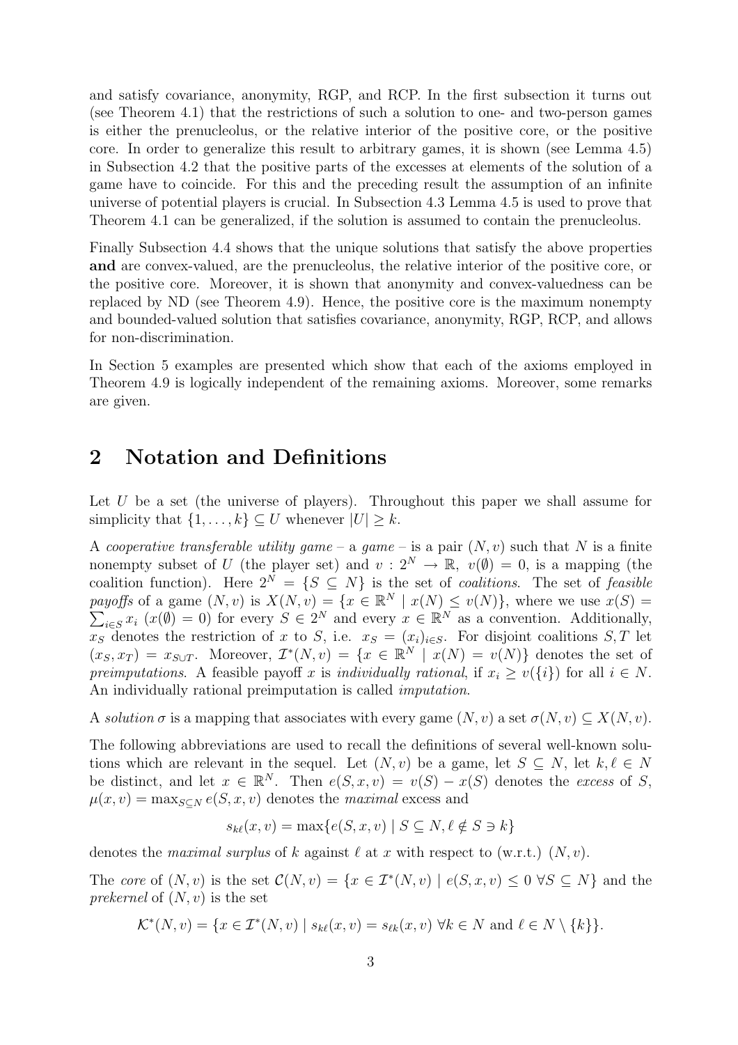and satisfy covariance, anonymity, RGP, and RCP. In the first subsection it turns out (see Theorem 4.1) that the restrictions of such a solution to one- and two-person games is either the prenucleolus, or the relative interior of the positive core, or the positive core. In order to generalize this result to arbitrary games, it is shown (see Lemma 4.5) in Subsection 4.2 that the positive parts of the excesses at elements of the solution of a game have to coincide. For this and the preceding result the assumption of an infinite universe of potential players is crucial. In Subsection 4.3 Lemma 4.5 is used to prove that Theorem 4.1 can be generalized, if the solution is assumed to contain the prenucleolus.

Finally Subsection 4.4 shows that the unique solutions that satisfy the above properties **and** are convex-valued, are the prenucleolus, the relative interior of the positive core, or the positive core. Moreover, it is shown that anonymity and convex-valuedness can be replaced by ND (see Theorem 4.9). Hence, the positive core is the maximum nonempty and bounded-valued solution that satisfies covariance, anonymity, RGP, RCP, and allows for non-discrimination.

In Section 5 examples are presented which show that each of the axioms employed in Theorem 4.9 is logically independent of the remaining axioms. Moreover, some remarks are given.

## 2 Notation and Definitions

Let $U$ be a set (the universe of players). Throughout this paper we shall assume for simplicity that $\{1, \ldots, k\} \subseteq U$ whenever $|U| \geq k$.

A *cooperative transferable utility game* – a *game* – is a pair $(N, v)$ such that $N$ is a finite nonempty subset of $U$ (the player set) and $v : 2^N \to \mathbb{R},\ v(\emptyset) = 0$, is a mapping (the coalition function). Here $2^N = \{S \subseteq N\}$ is the set of *coalitions*. The set of *feasible payoffs* of a game $(N, v)$ is $X(N, v) = \{x \in \mathbb{R}^N \mid x(N) \leq v(N)\}$, where we use $x(S) = \sum_{i \in S} x_i$ ($x(\emptyset) = 0$) for every $S \in 2^N$ and every $x \in \mathbb{R}^N$ as a convention. Additionally, $x_S$ denotes the restriction of $x$ to $S$, i.e. $x_S = (x_i)_{i \in S}$. For disjoint coalitions $S, T$ let $(x_S, x_T) = x_{S \cup T}$. Moreover, $\mathcal{I}^*(N, v) = \{x \in \mathbb{R}^N \mid x(N) = v(N)\}$ denotes the set of *preimputations*. A feasible payoff $x$ is *individually rational*, if $x_i \geq v(\{i\})$ for all $i \in N$. An individually rational preimputation is called *imputation*.

A *solution* $\sigma$ is a mapping that associates with every game $(N, v)$ a set $\sigma(N, v) \subseteq X(N, v)$.

The following abbreviations are used to recall the definitions of several well-known solutions which are relevant in the sequel. Let $(N, v)$ be a game, let $S \subseteq N$, let $k, \ell \in N$ be distinct, and let $x \in \mathbb{R}^N$. Then $e(S, x, v) = v(S) - x(S)$ denotes the *excess* of $S$, $\mu(x, v) = \max_{S \subseteq N} e(S, x, v)$ denotes the *maximal* excess and

$$s_{k\ell}(x, v) = \max\{e(S, x, v) \mid S \subseteq N, \ell \notin S \ni k\}$$

denotes the *maximal surplus* of $k$ against $\ell$ at $x$ with respect to (w.r.t.) $(N, v)$.

The *core* of $(N, v)$ is the set $\mathcal{C}(N, v) = \{x \in \mathcal{I}^*(N, v) \mid e(S, x, v) \leq 0\ \forall S \subseteq N\}$ and the *prekernel* of $(N, v)$ is the set

$$\mathcal{K}^*(N, v) = \{x \in \mathcal{I}^*(N, v) \mid s_{k\ell}(x, v) = s_{\ell k}(x, v)\ \forall k \in N \text{ and } \ell \in N \setminus \{k\}\}.$$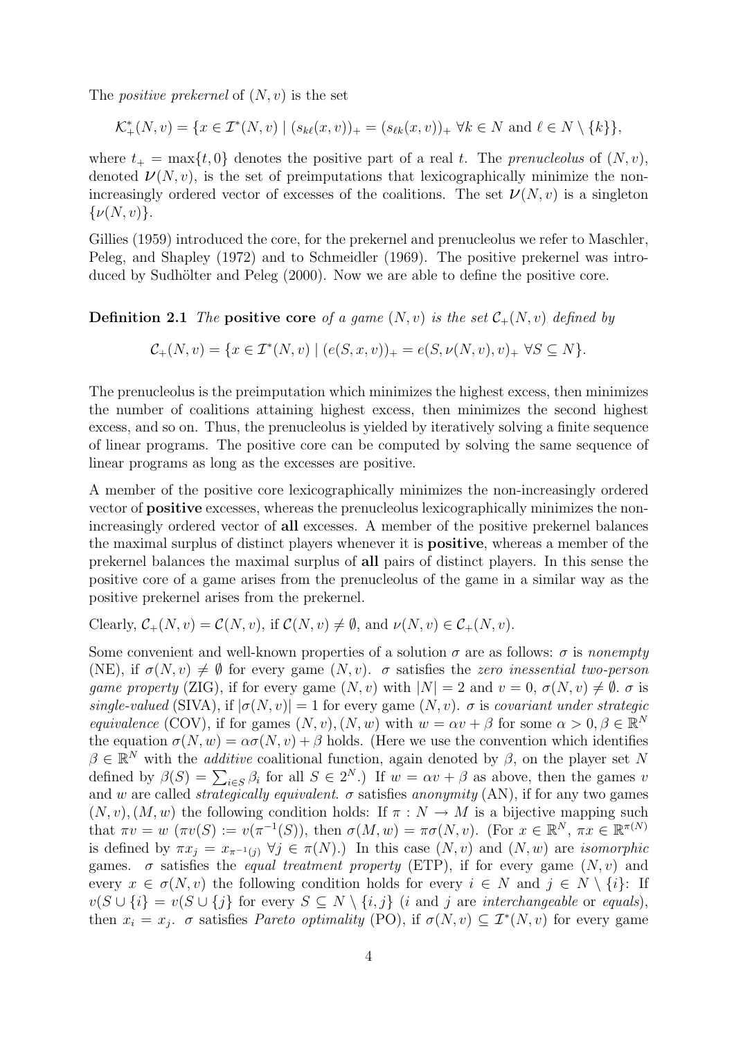The *positive prekernel* of $(N,v)$ is the set

$$\mathcal{K}^*_+(N,v) = \{x \in \mathcal{I}^*(N,v) \mid (s_{k\ell}(x,v))_+ = (s_{\ell k}(x,v))_+ \ \forall k \in N \text{ and } \ell \in N \setminus \{k\}\},$$

where $t_+ = \max\{t, 0\}$ denotes the positive part of a real $t$. The *prenucleolus* of $(N,v)$, denoted $\boldsymbol{\mathcal{V}}(N,v)$, is the set of preimputations that lexicographically minimize the non-increasingly ordered vector of excesses of the coalitions. The set $\boldsymbol{\mathcal{V}}(N,v)$ is a singleton $\{\nu(N,v)\}$.

Gillies (1959) introduced the core, for the prekernel and prenucleolus we refer to Maschler, Peleg, and Shapley (1972) and to Schmeidler (1969). The positive prekernel was introduced by Sudhölter and Peleg (2000). Now we are able to define the positive core.

**Definition 2.1** *The* **positive core** *of a game $(N,v)$ is the set $\mathcal{C}_+(N,v)$ defined by*

$$\mathcal{C}_+(N,v) = \{x \in \mathcal{I}^*(N,v) \mid (e(S,x,v))_+ = e(S,\nu(N,v),v)_+ \ \forall S \subseteq N\}.$$

The prenucleolus is the preimputation which minimizes the highest excess, then minimizes the number of coalitions attaining highest excess, then minimizes the second highest excess, and so on. Thus, the prenucleolus is yielded by iteratively solving a finite sequence of linear programs. The positive core can be computed by solving the same sequence of linear programs as long as the excesses are positive.

A member of the positive core lexicographically minimizes the non-increasingly ordered vector of **positive** excesses, whereas the prenucleolus lexicographically minimizes the non-increasingly ordered vector of **all** excesses. A member of the positive prekernel balances the maximal surplus of distinct players whenever it is **positive**, whereas a member of the prekernel balances the maximal surplus of **all** pairs of distinct players. In this sense the positive core of a game arises from the prenucleolus of the game in a similar way as the positive prekernel arises from the prekernel.

Clearly, $\mathcal{C}_+(N,v) = \mathcal{C}(N,v)$, if $\mathcal{C}(N,v) \neq \emptyset$, and $\nu(N,v) \in \mathcal{C}_+(N,v)$.

Some convenient and well-known properties of a solution $\sigma$ are as follows: $\sigma$ is *nonempty* (NE), if $\sigma(N,v) \neq \emptyset$ for every game $(N,v)$. $\sigma$ satisfies the *zero inessential two-person game property* (ZIG), if for every game $(N,v)$ with $|N| = 2$ and $v = 0$, $\sigma(N,v) \neq \emptyset$. $\sigma$ is *single-valued* (SIVA), if $|\sigma(N,v)| = 1$ for every game $(N,v)$. $\sigma$ is *covariant under strategic equivalence* (COV), if for games $(N,v),(N,w)$ with $w = \alpha v + \beta$ for some $\alpha > 0, \beta \in \mathbb{R}^N$ the equation $\sigma(N,w) = \alpha\sigma(N,v) + \beta$ holds. (Here we use the convention which identifies $\beta \in \mathbb{R}^N$ with the *additive* coalitional function, again denoted by $\beta$, on the player set $N$ defined by $\beta(S) = \sum_{i \in S} \beta_i$ for all $S \in 2^N$.) If $w = \alpha v + \beta$ as above, then the games $v$ and $w$ are called *strategically equivalent*. $\sigma$ satisfies *anonymity* (AN), if for any two games $(N,v),(M,w)$ the following condition holds: If $\pi : N \to M$ is a bijective mapping such that $\pi v = w$ ($\pi v(S) := v(\pi^{-1}(S))$), then $\sigma(M,w) = \pi\sigma(N,v)$. (For $x \in \mathbb{R}^N$, $\pi x \in \mathbb{R}^{\pi(N)}$ is defined by $\pi x_j = x_{\pi^{-1}(j)}\ \forall j \in \pi(N)$.) In this case $(N,v)$ and $(N,w)$ are *isomorphic* games. $\sigma$ satisfies the *equal treatment property* (ETP), if for every game $(N,v)$ and every $x \in \sigma(N,v)$ the following condition holds for every $i \in N$ and $j \in N \setminus \{i\}$: If $v(S \cup \{i\} = v(S \cup \{j\}$ for every $S \subseteq N \setminus \{i,j\}$ ($i$ and $j$ are *interchangeable* or *equals*), then $x_i = x_j$. $\sigma$ satisfies *Pareto optimality* (PO), if $\sigma(N,v) \subseteq \mathcal{I}^*(N,v)$ for every game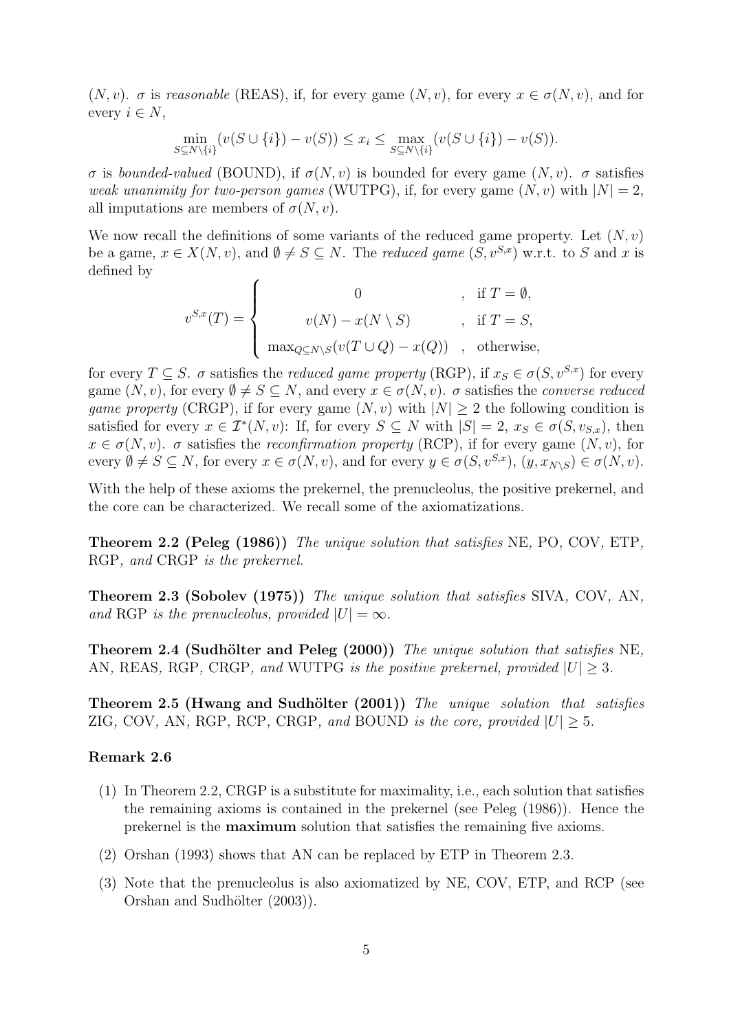$(N, v)$. $\sigma$ is *reasonable* (REAS), if, for every game $(N, v)$, for every $x \in \sigma(N, v)$, and for every $i \in N$,

$$\min_{S \subseteq N \setminus \{i\}} (v(S \cup \{i\}) - v(S)) \leq x_i \leq \max_{S \subseteq N \setminus \{i\}} (v(S \cup \{i\}) - v(S)).$$

$\sigma$ is *bounded-valued* (BOUND), if $\sigma(N, v)$ is bounded for every game $(N, v)$. $\sigma$ satisfies *weak unanimity for two-person games* (WUTPG), if, for every game $(N, v)$ with $|N| = 2$, all imputations are members of $\sigma(N, v)$.

We now recall the definitions of some variants of the reduced game property. Let $(N, v)$ be a game, $x \in X(N, v)$, and $\emptyset \neq S \subseteq N$. The *reduced game* $(S, v^{S,x})$ w.r.t. to $S$ and $x$ is defined by

$$v^{S,x}(T) = \begin{cases} 0 & , \text{ if } T = \emptyset, \\ v(N) - x(N \setminus S) & , \text{ if } T = S, \\ \max_{Q \subseteq N \setminus S} (v(T \cup Q) - x(Q)) & , \text{ otherwise,} \end{cases}$$

for every $T \subseteq S$. $\sigma$ satisfies the *reduced game property* (RGP), if $x_S \in \sigma(S, v^{S,x})$ for every game $(N, v)$, for every $\emptyset \neq S \subseteq N$, and every $x \in \sigma(N, v)$. $\sigma$ satisfies the *converse reduced game property* (CRGP), if for every game $(N, v)$ with $|N| \geq 2$ the following condition is satisfied for every $x \in \mathcal{I}^*(N, v)$: If, for every $S \subseteq N$ with $|S| = 2$, $x_S \in \sigma(S, v_{S,x})$, then $x \in \sigma(N, v)$. $\sigma$ satisfies the *reconfirmation property* (RCP), if for every game $(N, v)$, for every $\emptyset \neq S \subseteq N$, for every $x \in \sigma(N, v)$, and for every $y \in \sigma(S, v^{S,x})$, $(y, x_{N \setminus S}) \in \sigma(N, v)$.

With the help of these axioms the prekernel, the prenucleolus, the positive prekernel, and the core can be characterized. We recall some of the axiomatizations.

**Theorem 2.2 (Peleg (1986))** *The unique solution that satisfies* NE*,* PO*,* COV*,* ETP*,* RGP*, and* CRGP *is the prekernel.*

**Theorem 2.3 (Sobolev (1975))** *The unique solution that satisfies* SIVA*,* COV*,* AN*, and* RGP *is the prenucleolus, provided $|U| = \infty$.*

**Theorem 2.4 (Sudhölter and Peleg (2000))** *The unique solution that satisfies* NE*,* AN*,* REAS*,* RGP*,* CRGP*, and* WUTPG *is the positive prekernel, provided $|U| \geq 3$.*

**Theorem 2.5 (Hwang and Sudhölter (2001))** *The unique solution that satisfies* ZIG*,* COV*,* AN*,* RGP*,* RCP*,* CRGP*, and* BOUND *is the core, provided $|U| \geq 5$.*

**Remark 2.6**

(1) In Theorem 2.2, CRGP is a substitute for maximality, i.e., each solution that satisfies the remaining axioms is contained in the prekernel (see Peleg (1986)). Hence the prekernel is the **maximum** solution that satisfies the remaining five axioms.

(2) Orshan (1993) shows that AN can be replaced by ETP in Theorem 2.3.

(3) Note that the prenucleolus is also axiomatized by NE, COV, ETP, and RCP (see Orshan and Sudhölter (2003)).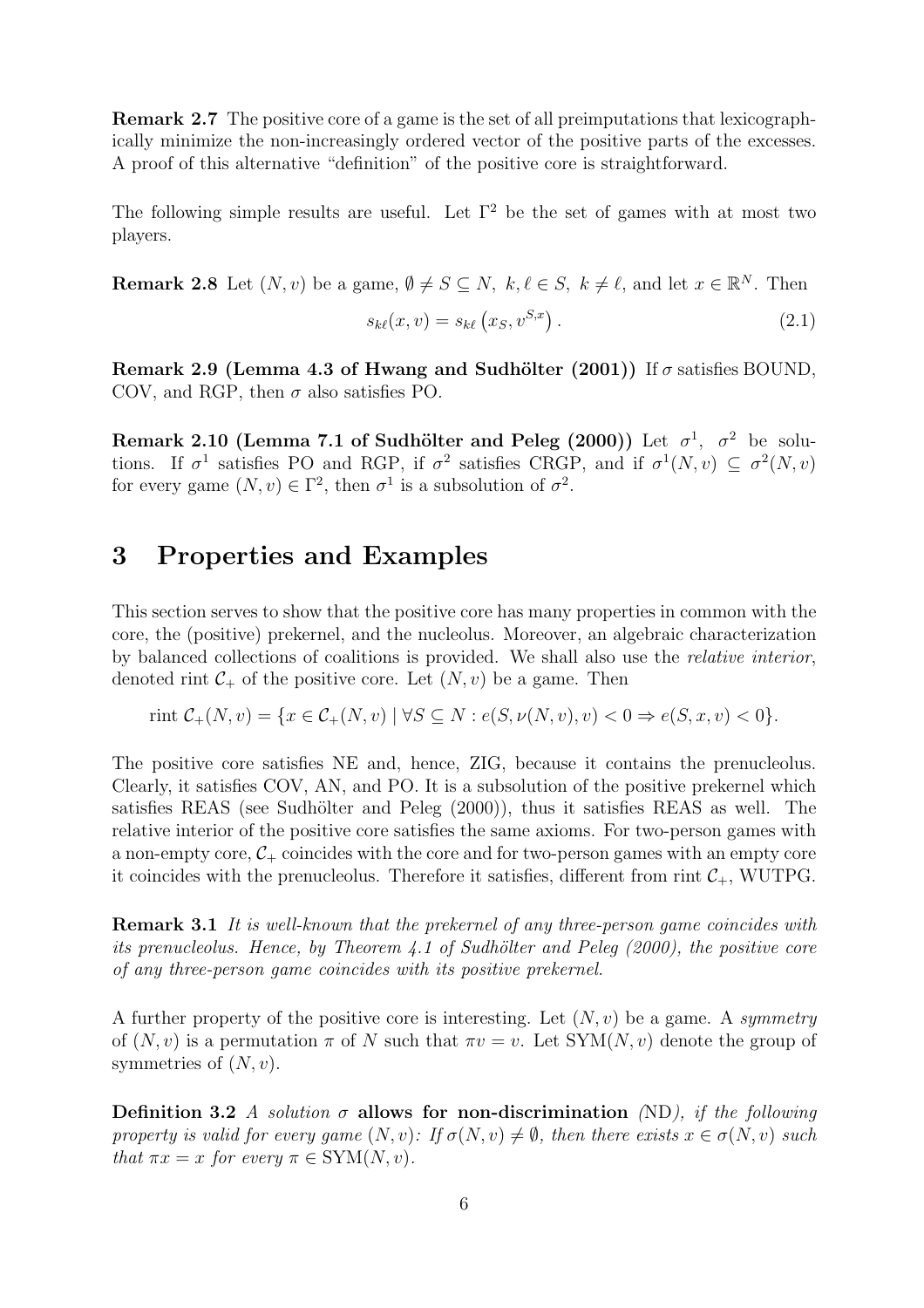**Remark 2.7** The positive core of a game is the set of all preimputations that lexicographically minimize the non-increasingly ordered vector of the positive parts of the excesses. A proof of this alternative "definition" of the positive core is straightforward.

The following simple results are useful. Let $\Gamma^2$ be the set of games with at most two players.

**Remark 2.8** Let $(N,v)$ be a game, $\emptyset \neq S \subseteq N$, $k,\ell \in S$, $k \neq \ell$, and let $x \in \mathbb{R}^N$. Then

$$s_{k\ell}(x,v) = s_{k\ell}\left(x_S, v^{S,x}\right). \tag{2.1}$$

**Remark 2.9 (Lemma 4.3 of Hwang and Sudhölter (2001))** If $\sigma$ satisfies BOUND, COV, and RGP, then $\sigma$ also satisfies PO.

**Remark 2.10 (Lemma 7.1 of Sudhölter and Peleg (2000))** Let $\sigma^1$, $\sigma^2$ be solutions. If $\sigma^1$ satisfies PO and RGP, if $\sigma^2$ satisfies CRGP, and if $\sigma^1(N,v) \subseteq \sigma^2(N,v)$ for every game $(N,v) \in \Gamma^2$, then $\sigma^1$ is a subsolution of $\sigma^2$.

# 3 Properties and Examples

This section serves to show that the positive core has many properties in common with the core, the (positive) prekernel, and the nucleolus. Moreover, an algebraic characterization by balanced collections of coalitions is provided. We shall also use the *relative interior*, denoted rint $\mathcal{C}_+$ of the positive core. Let $(N,v)$ be a game. Then

$$\text{rint } \mathcal{C}_+(N,v) = \{x \in \mathcal{C}_+(N,v) \mid \forall S \subseteq N : e(S,\nu(N,v),v) < 0 \Rightarrow e(S,x,v) < 0\}.$$

The positive core satisfies NE and, hence, ZIG, because it contains the prenucleolus. Clearly, it satisfies COV, AN, and PO. It is a subsolution of the positive prekernel which satisfies REAS (see Sudhölter and Peleg (2000)), thus it satisfies REAS as well. The relative interior of the positive core satisfies the same axioms. For two-person games with a non-empty core, $\mathcal{C}_+$ coincides with the core and for two-person games with an empty core it coincides with the prenucleolus. Therefore it satisfies, different from rint $\mathcal{C}_+$, WUTPG.

**Remark 3.1** *It is well-known that the prekernel of any three-person game coincides with its prenucleolus. Hence, by Theorem 4.1 of Sudhölter and Peleg (2000), the positive core of any three-person game coincides with its positive prekernel.*

A further property of the positive core is interesting. Let $(N,v)$ be a game. A *symmetry* of $(N,v)$ is a permutation $\pi$ of $N$ such that $\pi v = v$. Let $\text{SYM}(N,v)$ denote the group of symmetries of $(N,v)$.

**Definition 3.2** *A solution $\sigma$* **allows for non-discrimination** *(ND), if the following property is valid for every game $(N,v)$: If $\sigma(N,v) \neq \emptyset$, then there exists $x \in \sigma(N,v)$ such that $\pi x = x$ for every $\pi \in \text{SYM}(N,v)$.*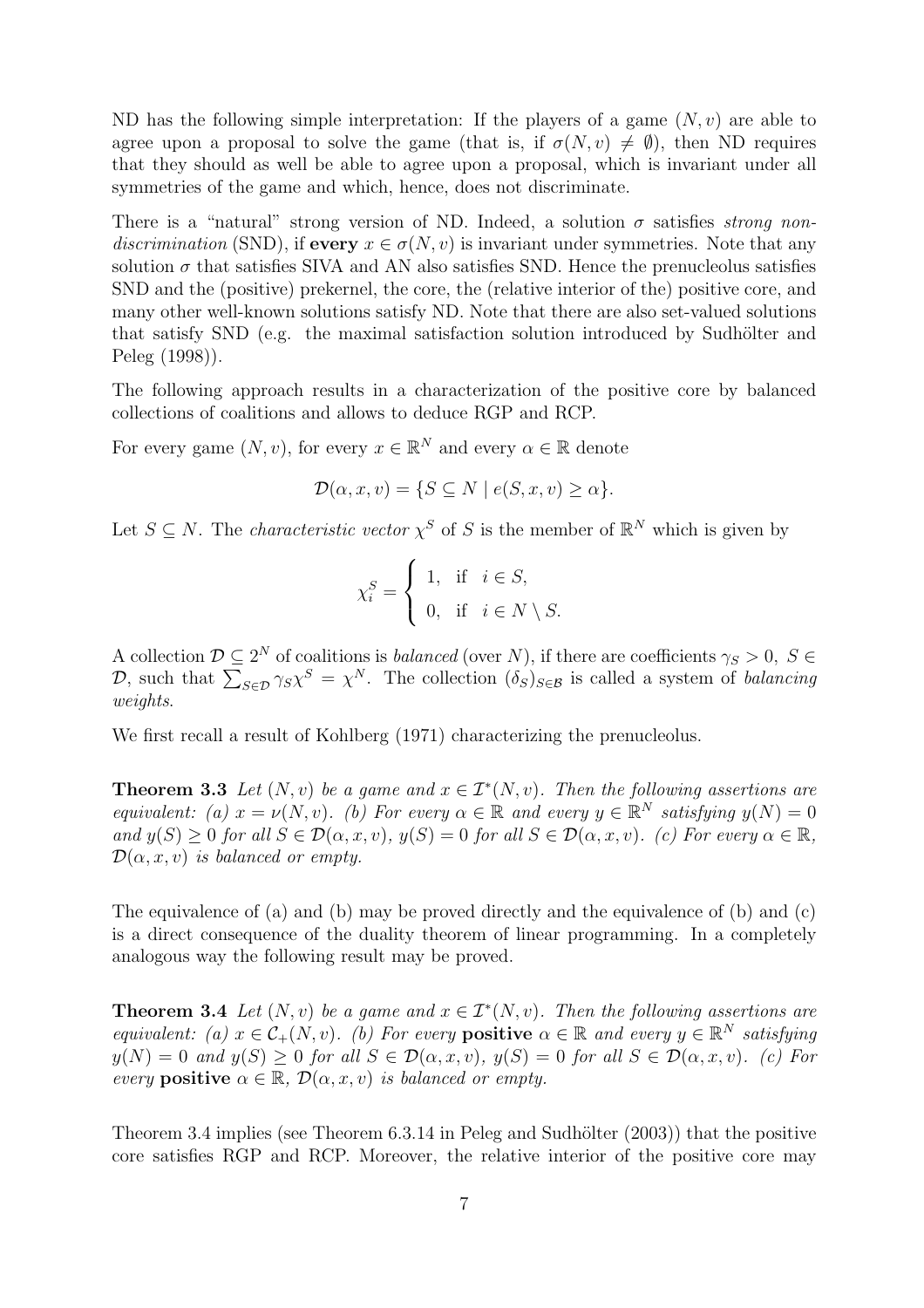ND has the following simple interpretation: If the players of a game $(N, v)$ are able to agree upon a proposal to solve the game (that is, if $\sigma(N, v) \neq \emptyset$), then ND requires that they should as well be able to agree upon a proposal, which is invariant under all symmetries of the game and which, hence, does not discriminate.

There is a "natural" strong version of ND. Indeed, a solution $\sigma$ satisfies *strong non-discrimination* (SND), if **every** $x \in \sigma(N, v)$ is invariant under symmetries. Note that any solution $\sigma$ that satisfies SIVA and AN also satisfies SND. Hence the prenucleolus satisfies SND and the (positive) prekernel, the core, the (relative interior of the) positive core, and many other well-known solutions satisfy ND. Note that there are also set-valued solutions that satisfy SND (e.g. the maximal satisfaction solution introduced by Sudhölter and Peleg (1998)).

The following approach results in a characterization of the positive core by balanced collections of coalitions and allows to deduce RGP and RCP.

For every game $(N, v)$, for every $x \in \mathbb{R}^N$ and every $\alpha \in \mathbb{R}$ denote

$$\mathcal{D}(\alpha, x, v) = \{S \subseteq N \mid e(S, x, v) \geq \alpha\}.$$

Let $S \subseteq N$. The *characteristic vector* $\chi^S$ of $S$ is the member of $\mathbb{R}^N$ which is given by

$$\chi_i^S = \begin{cases} 1, & \text{if} \quad i \in S, \\ 0, & \text{if} \quad i \in N \setminus S. \end{cases}$$

A collection $\mathcal{D} \subseteq 2^N$ of coalitions is *balanced* (over $N$), if there are coefficients $\gamma_S > 0,\ S \in \mathcal{D}$, such that $\sum_{S \in \mathcal{D}} \gamma_S \chi^S = \chi^N$. The collection $(\delta_S)_{S \in \mathcal{B}}$ is called a system of *balancing weights*.

We first recall a result of Kohlberg (1971) characterizing the prenucleolus.

**Theorem 3.3** *Let $(N, v)$ be a game and $x \in \mathcal{I}^*(N, v)$. Then the following assertions are equivalent: (a) $x = \nu(N, v)$. (b) For every $\alpha \in \mathbb{R}$ and every $y \in \mathbb{R}^N$ satisfying $y(N) = 0$ and $y(S) \geq 0$ for all $S \in \mathcal{D}(\alpha, x, v)$, $y(S) = 0$ for all $S \in \mathcal{D}(\alpha, x, v)$. (c) For every $\alpha \in \mathbb{R}$, $\mathcal{D}(\alpha, x, v)$ is balanced or empty.*

The equivalence of (a) and (b) may be proved directly and the equivalence of (b) and (c) is a direct consequence of the duality theorem of linear programming. In a completely analogous way the following result may be proved.

**Theorem 3.4** *Let $(N, v)$ be a game and $x \in \mathcal{I}^*(N, v)$. Then the following assertions are equivalent: (a) $x \in \mathcal{C}_+(N, v)$. (b) For every* **positive** *$\alpha \in \mathbb{R}$ and every $y \in \mathbb{R}^N$ satisfying $y(N) = 0$ and $y(S) \geq 0$ for all $S \in \mathcal{D}(\alpha, x, v)$, $y(S) = 0$ for all $S \in \mathcal{D}(\alpha, x, v)$. (c) For every* **positive** *$\alpha \in \mathbb{R}$, $\mathcal{D}(\alpha, x, v)$ is balanced or empty.*

Theorem 3.4 implies (see Theorem 6.3.14 in Peleg and Sudhölter (2003)) that the positive core satisfies RGP and RCP. Moreover, the relative interior of the positive core may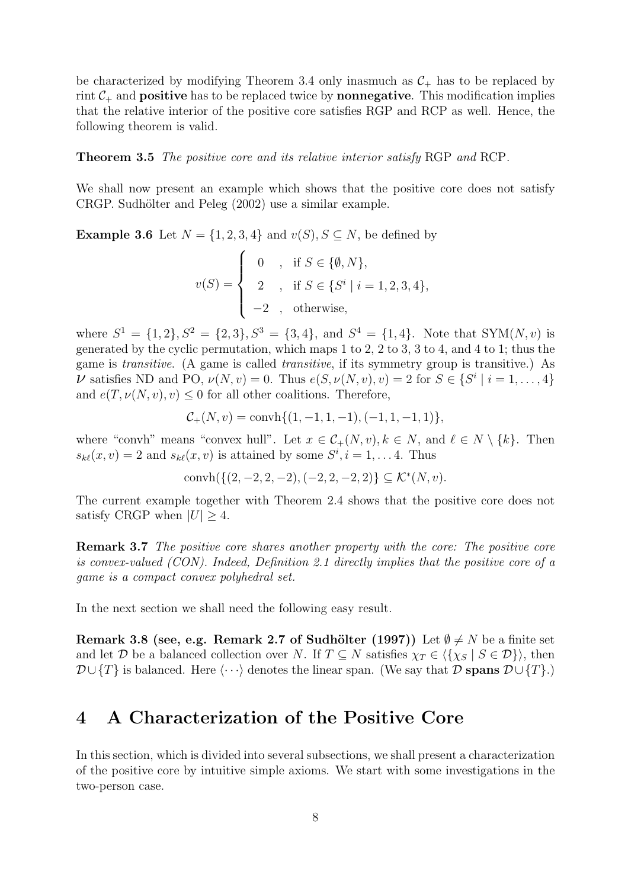be characterized by modifying Theorem 3.4 only inasmuch as $\mathcal{C}_+$ has to be replaced by rint $\mathcal{C}_+$ and **positive** has to be replaced twice by **nonnegative**. This modification implies that the relative interior of the positive core satisfies RGP and RCP as well. Hence, the following theorem is valid.

**Theorem 3.5** *The positive core and its relative interior satisfy* RGP *and* RCP*.*

We shall now present an example which shows that the positive core does not satisfy CRGP. Sudhölter and Peleg (2002) use a similar example.

**Example 3.6** Let $N = \{1, 2, 3, 4\}$ and $v(S), S \subseteq N$, be defined by

$$v(S) = \begin{cases} 0 & , \text{ if } S \in \{\emptyset, N\}, \\ 2 & , \text{ if } S \in \{S^i \mid i = 1, 2, 3, 4\}, \\ -2 & , \text{ otherwise,} \end{cases}$$

where $S^1 = \{1, 2\}, S^2 = \{2, 3\}, S^3 = \{3, 4\}$, and $S^4 = \{1, 4\}$. Note that $\mathrm{SYM}(N, v)$ is generated by the cyclic permutation, which maps 1 to 2, 2 to 3, 3 to 4, and 4 to 1; thus the game is *transitive*. (A game is called *transitive*, if its symmetry group is transitive.) As $\mathcal{V}$ satisfies ND and PO, $\nu(N, v) = 0$. Thus $e(S, \nu(N, v), v) = 2$ for $S \in \{S^i \mid i = 1, \ldots, 4\}$ and $e(T, \nu(N, v), v) \leq 0$ for all other coalitions. Therefore,

$$\mathcal{C}_+(N, v) = \mathrm{convh}\{(1, -1, 1, -1), (-1, 1, -1, 1)\},$$

where "convh" means "convex hull". Let $x \in \mathcal{C}_+(N, v), k \in N$, and $\ell \in N \setminus \{k\}$. Then $s_{k\ell}(x, v) = 2$ and $s_{k\ell}(x, v)$ is attained by some $S^i, i = 1, \ldots 4$. Thus

$$\mathrm{convh}(\{(2, -2, 2, -2), (-2, 2, -2, 2)\} \subseteq \mathcal{K}^*(N, v).$$

The current example together with Theorem 2.4 shows that the positive core does not satisfy CRGP when $|U| \geq 4$.

**Remark 3.7** *The positive core shares another property with the core: The positive core is convex-valued (CON). Indeed, Definition 2.1 directly implies that the positive core of a game is a compact convex polyhedral set.*

In the next section we shall need the following easy result.

**Remark 3.8 (see, e.g. Remark 2.7 of Sudhölter (1997))** Let $\emptyset \neq N$ be a finite set and let $\mathcal{D}$ be a balanced collection over $N$. If $T \subseteq N$ satisfies $\chi_T \in \langle\{\chi_S \mid S \in \mathcal{D}\}\rangle$, then $\mathcal{D} \cup \{T\}$ is balanced. Here $\langle \cdots \rangle$ denotes the linear span. (We say that $\mathcal{D}$ **spans** $\mathcal{D} \cup \{T\}$.)

# 4 A Characterization of the Positive Core

In this section, which is divided into several subsections, we shall present a characterization of the positive core by intuitive simple axioms. We start with some investigations in the two-person case.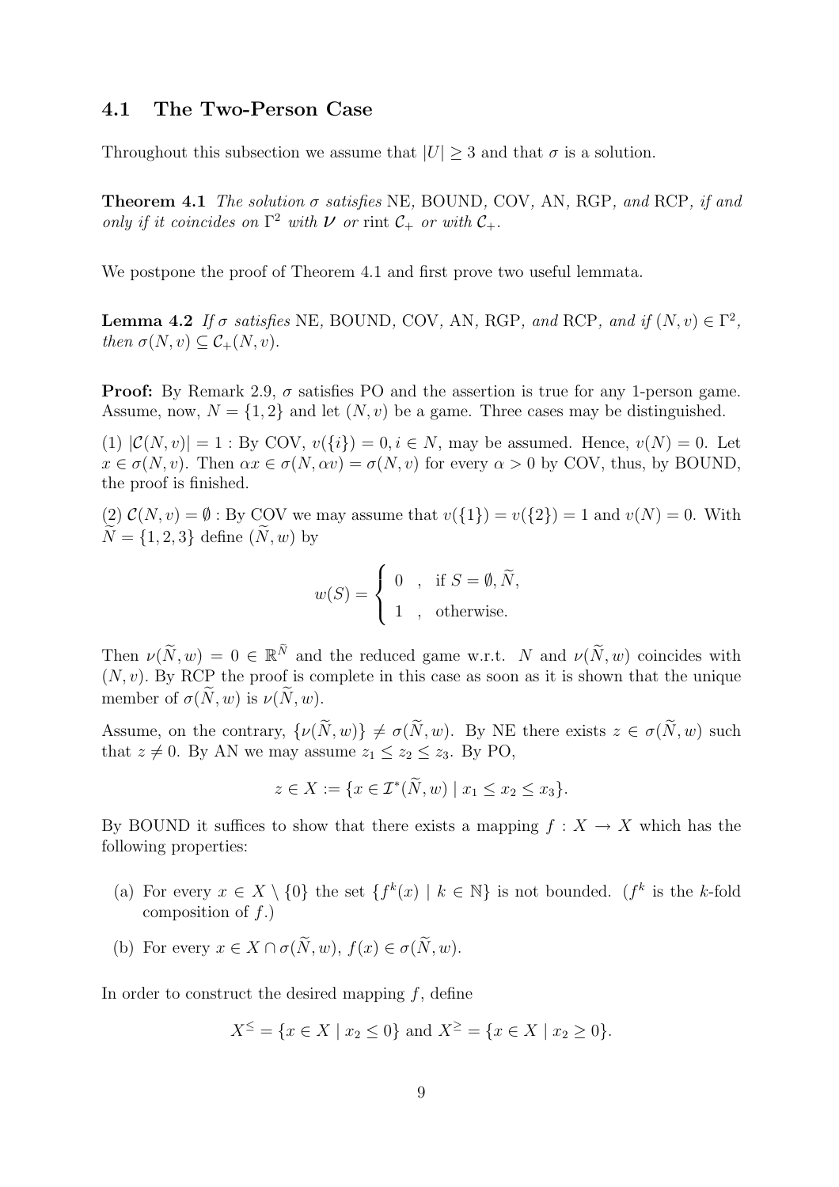### 4.1 The Two-Person Case

Throughout this subsection we assume that $|U| \geq 3$ and that $\sigma$ is a solution.

**Theorem 4.1** *The solution $\sigma$ satisfies* NE*,* BOUND*,* COV*,* AN*,* RGP*, and* RCP*, if and only if it coincides on $\Gamma^2$ with $\boldsymbol{\nu}$ or* rint $\mathcal{C}_+$ *or with* $\mathcal{C}_+$.

We postpone the proof of Theorem 4.1 and first prove two useful lemmata.

**Lemma 4.2** *If $\sigma$ satisfies* NE*,* BOUND*,* COV*,* AN*,* RGP*, and* RCP*, and if $(N,v) \in \Gamma^2$, then $\sigma(N,v) \subseteq \mathcal{C}_+(N,v)$.*

**Proof:** By Remark 2.9, $\sigma$ satisfies PO and the assertion is true for any 1-person game. Assume, now, $N = \{1,2\}$ and let $(N,v)$ be a game. Three cases may be distinguished.

(1) $|\mathcal{C}(N,v)| = 1$ : By COV, $v(\{i\}) = 0, i \in N$, may be assumed. Hence, $v(N) = 0$. Let $x \in \sigma(N,v)$. Then $\alpha x \in \sigma(N, \alpha v) = \sigma(N,v)$ for every $\alpha > 0$ by COV, thus, by BOUND, the proof is finished.

(2) $\mathcal{C}(N,v) = \emptyset$ : By COV we may assume that $v(\{1\}) = v(\{2\}) = 1$ and $v(N) = 0$. With $\widetilde{N} = \{1,2,3\}$ define $(\widetilde{N}, w)$ by

$$w(S) = \begin{cases} 0 & , \quad \text{if } S = \emptyset, \widetilde{N}, \\ 1 & , \quad \text{otherwise.} \end{cases}$$

Then $\nu(\widetilde{N}, w) = 0 \in \mathbb{R}^{\widetilde{N}}$ and the reduced game w.r.t. $N$ and $\nu(\widetilde{N}, w)$ coincides with $(N,v)$. By RCP the proof is complete in this case as soon as it is shown that the unique member of $\sigma(\widetilde{N}, w)$ is $\nu(\widetilde{N}, w)$.

Assume, on the contrary, $\{\nu(\widetilde{N}, w)\} \neq \sigma(\widetilde{N}, w)$. By NE there exists $z \in \sigma(\widetilde{N}, w)$ such that $z \neq 0$. By AN we may assume $z_1 \leq z_2 \leq z_3$. By PO,

$$z \in X := \{x \in \mathcal{I}^*(\widetilde{N}, w) \mid x_1 \leq x_2 \leq x_3\}.$$

By BOUND it suffices to show that there exists a mapping $f : X \to X$ which has the following properties:

(a) For every $x \in X \setminus \{0\}$ the set $\{f^k(x) \mid k \in \mathbb{N}\}$ is not bounded. ($f^k$ is the $k$-fold composition of $f$.)

(b) For every $x \in X \cap \sigma(\widetilde{N}, w)$, $f(x) \in \sigma(\widetilde{N}, w)$.

In order to construct the desired mapping $f$, define

$$X^{\leq} = \{x \in X \mid x_2 \leq 0\} \text{ and } X^{\geq} = \{x \in X \mid x_2 \geq 0\}.$$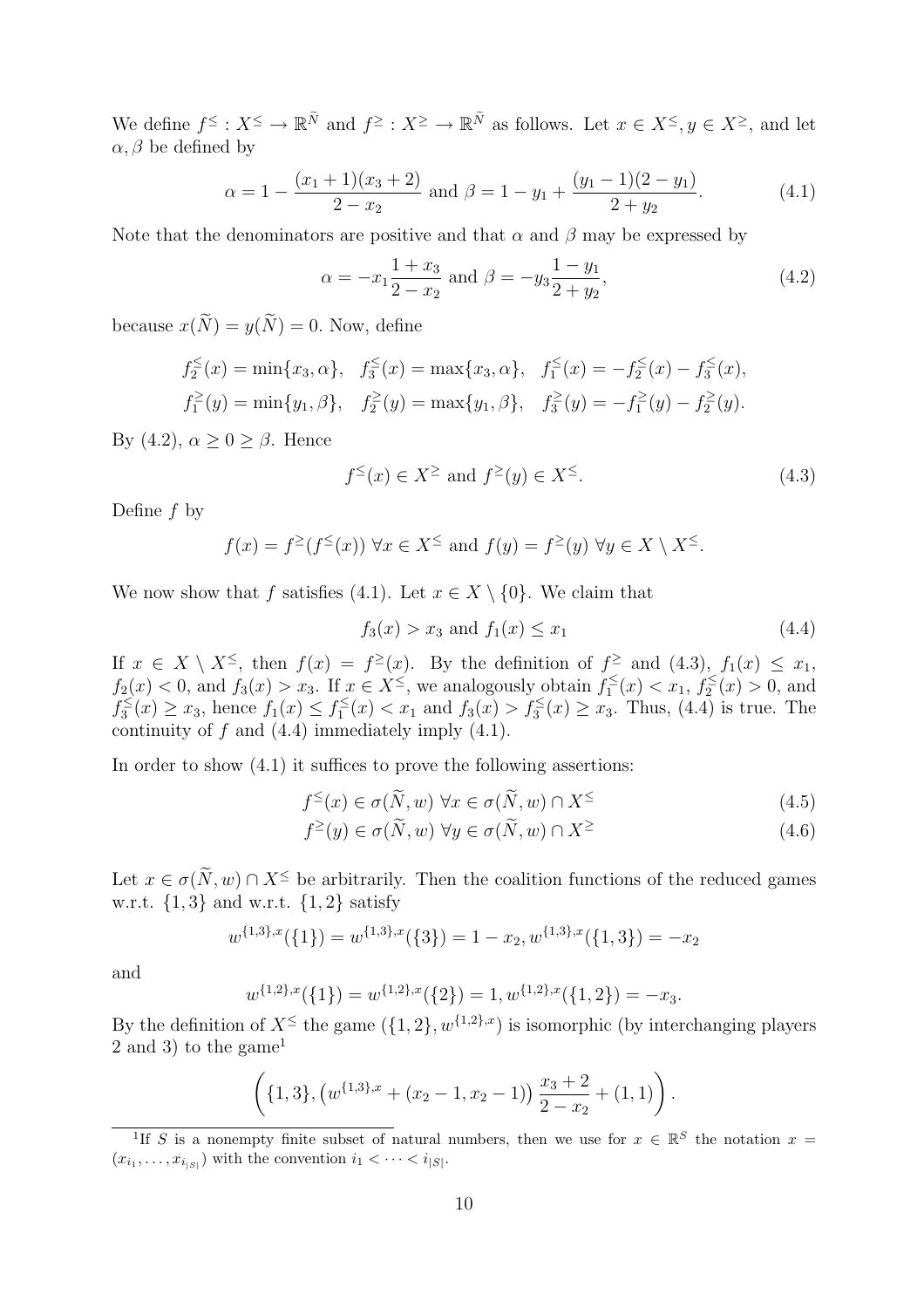We define $f^{\leq} : X^{\leq} \to \mathbb{R}^{\tilde{N}}$ and $f^{\geq} : X^{\geq} \to \mathbb{R}^{\tilde{N}}$ as follows. Let $x \in X^{\leq}, y \in X^{\geq}$, and let $\alpha, \beta$ be defined by

$$\alpha = 1 - \frac{(x_1+1)(x_3+2)}{2-x_2} \text{ and } \beta = 1 - y_1 + \frac{(y_1-1)(2-y_1)}{2+y_2}. \tag{4.1}$$

Note that the denominators are positive and that $\alpha$ and $\beta$ may be expressed by

$$\alpha = -x_1 \frac{1+x_3}{2-x_2} \text{ and } \beta = -y_3 \frac{1-y_1}{2+y_2}, \tag{4.2}$$

because $x(\widetilde{N}) = y(\widetilde{N}) = 0$. Now, define

$$f_2^{\leq}(x) = \min\{x_3, \alpha\}, \quad f_3^{\leq}(x) = \max\{x_3, \alpha\}, \quad f_1^{\leq}(x) = -f_2^{\leq}(x) - f_3^{\leq}(x),$$
$$f_1^{\geq}(y) = \min\{y_1, \beta\}, \quad f_2^{\geq}(y) = \max\{y_1, \beta\}, \quad f_3^{\geq}(y) = -f_1^{\geq}(y) - f_2^{\geq}(y).$$

By (4.2), $\alpha \geq 0 \geq \beta$. Hence

$$f^{\leq}(x) \in X^{\geq} \text{ and } f^{\geq}(y) \in X^{\leq}. \tag{4.3}$$

Define $f$ by

$$f(x) = f^{\geq}(f^{\leq}(x)) \ \forall x \in X^{\leq} \text{ and } f(y) = f^{\geq}(y) \ \forall y \in X \setminus X^{\leq}.$$

We now show that $f$ satisfies (4.1). Let $x \in X \setminus \{0\}$. We claim that

$$f_3(x) > x_3 \text{ and } f_1(x) \leq x_1 \tag{4.4}$$

If $x \in X \setminus X^{\leq}$, then $f(x) = f^{\geq}(x)$. By the definition of $f^{\geq}$ and (4.3), $f_1(x) \leq x_1$, $f_2(x) < 0$, and $f_3(x) > x_3$. If $x \in X^{\leq}$, we analogously obtain $f_1^{\leq}(x) < x_1$, $f_2^{\leq}(x) > 0$, and $f_3^{\leq}(x) \geq x_3$, hence $f_1(x) \leq f_1^{\leq}(x) < x_1$ and $f_3(x) > f_3^{\leq}(x) \geq x_3$. Thus, (4.4) is true. The continuity of $f$ and (4.4) immediately imply (4.1).

In order to show (4.1) it suffices to prove the following assertions:

$$f^{\leq}(x) \in \sigma(\widetilde{N}, w) \ \forall x \in \sigma(\widetilde{N}, w) \cap X^{\leq} \tag{4.5}$$
$$f^{\geq}(y) \in \sigma(\widetilde{N}, w) \ \forall y \in \sigma(\widetilde{N}, w) \cap X^{\geq} \tag{4.6}$$

Let $x \in \sigma(\widetilde{N}, w) \cap X^{\leq}$ be arbitrarily. Then the coalition functions of the reduced games w.r.t. $\{1,3\}$ and w.r.t. $\{1,2\}$ satisfy

$$w^{\{1,3\},x}(\{1\}) = w^{\{1,3\},x}(\{3\}) = 1 - x_2, w^{\{1,3\},x}(\{1,3\}) = -x_2$$

and

$$w^{\{1,2\},x}(\{1\}) = w^{\{1,2\},x}(\{2\}) = 1, w^{\{1,2\},x}(\{1,2\}) = -x_3.$$

By the definition of $X^{\leq}$ the game $(\{1,2\}, w^{\{1,2\},x})$ is isomorphic (by interchanging players 2 and 3) to the game[1]

$$\left(\{1,3\}, \left(w^{\{1,3\},x} + (x_2 - 1, x_2 - 1)\right)\frac{x_3+2}{2-x_2} + (1,1)\right).$$

[1] If $S$ is a nonempty finite subset of natural numbers, then we use for $x \in \mathbb{R}^S$ the notation $x = (x_{i_1}, \ldots, x_{i_{|S|}})$ with the convention $i_1 < \cdots < i_{|S|}$.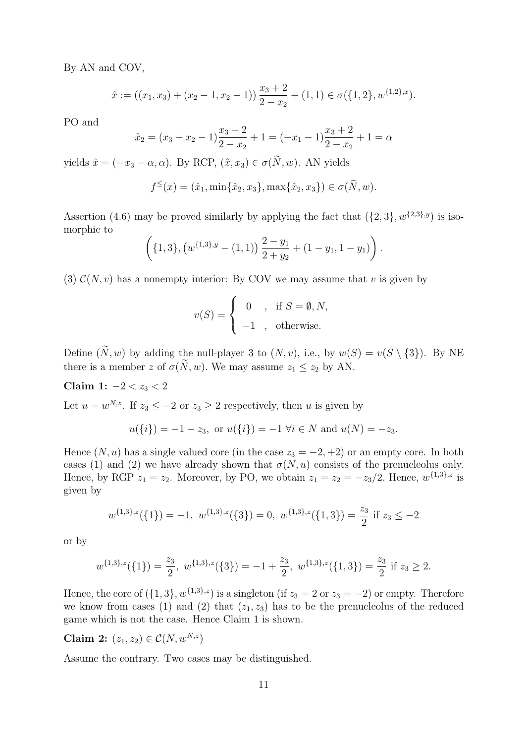By AN and COV,

$$\hat{x} := ((x_1, x_3) + (x_2 - 1, x_2 - 1))\,\frac{x_3 + 2}{2 - x_2} + (1, 1) \in \sigma(\{1, 2\}, w^{\{1,2\},x}).$$

PO and

$$\hat{x}_2 = (x_3 + x_2 - 1)\frac{x_3 + 2}{2 - x_2} + 1 = (-x_1 - 1)\frac{x_3 + 2}{2 - x_2} + 1 = \alpha$$

yields $\hat{x} = (-x_3 - \alpha, \alpha)$. By RCP, $(\hat{x}, x_3) \in \sigma(\widetilde{N}, w)$. AN yields

$$f^{\leq}(x) = (\hat{x}_1, \min\{\hat{x}_2, x_3\}, \max\{\hat{x}_2, x_3\}) \in \sigma(\widetilde{N}, w).$$

Assertion (4.6) may be proved similarly by applying the fact that $(\{2, 3\}, w^{\{2,3\},y})$ is isomorphic to

$$\left(\{1, 3\}, \left(w^{\{1,3\},y} - (1, 1)\right)\frac{2 - y_1}{2 + y_2} + (1 - y_1, 1 - y_1)\right).$$

(3) $\mathcal{C}(N, v)$ has a nonempty interior: By COV we may assume that $v$ is given by

$$v(S) = \begin{cases} 0 & , \text{ if } S = \emptyset, N, \\ -1 & , \text{ otherwise.} \end{cases}$$

Define $(\widetilde{N}, w)$ by adding the null-player 3 to $(N, v)$, i.e., by $w(S) = v(S \setminus \{3\})$. By NE there is a member $z$ of $\sigma(\widetilde{N}, w)$. We may assume $z_1 \leq z_2$ by AN.

**Claim 1:** $-2 < z_3 < 2$

Let $u = w^{N,z}$. If $z_3 \leq -2$ or $z_3 \geq 2$ respectively, then $u$ is given by

$$u(\{i\}) = -1 - z_3, \text{ or } u(\{i\}) = -1 \;\forall i \in N \text{ and } u(N) = -z_3.$$

Hence $(N, u)$ has a single valued core (in the case $z_3 = -2, +2$) or an empty core. In both cases (1) and (2) we have already shown that $\sigma(N, u)$ consists of the prenucleolus only. Hence, by RGP $z_1 = z_2$. Moreover, by PO, we obtain $z_1 = z_2 = -z_3/2$. Hence, $w^{\{1,3\},z}$ is given by

$$w^{\{1,3\},z}(\{1\}) = -1,\; w^{\{1,3\},z}(\{3\}) = 0,\; w^{\{1,3\},z}(\{1, 3\}) = \frac{z_3}{2} \text{ if } z_3 \leq -2$$

or by

$$w^{\{1,3\},z}(\{1\}) = \frac{z_3}{2},\; w^{\{1,3\},z}(\{3\}) = -1 + \frac{z_3}{2},\; w^{\{1,3\},z}(\{1, 3\}) = \frac{z_3}{2} \text{ if } z_3 \geq 2.$$

Hence, the core of $(\{1, 3\}, w^{\{1,3\},z})$ is a singleton (if $z_3 = 2$ or $z_3 = -2$) or empty. Therefore we know from cases (1) and (2) that $(z_1, z_3)$ has to be the prenucleolus of the reduced game which is not the case. Hence Claim 1 is shown.

**Claim 2:** $(z_1, z_2) \in \mathcal{C}(N, w^{N,z})$

Assume the contrary. Two cases may be distinguished.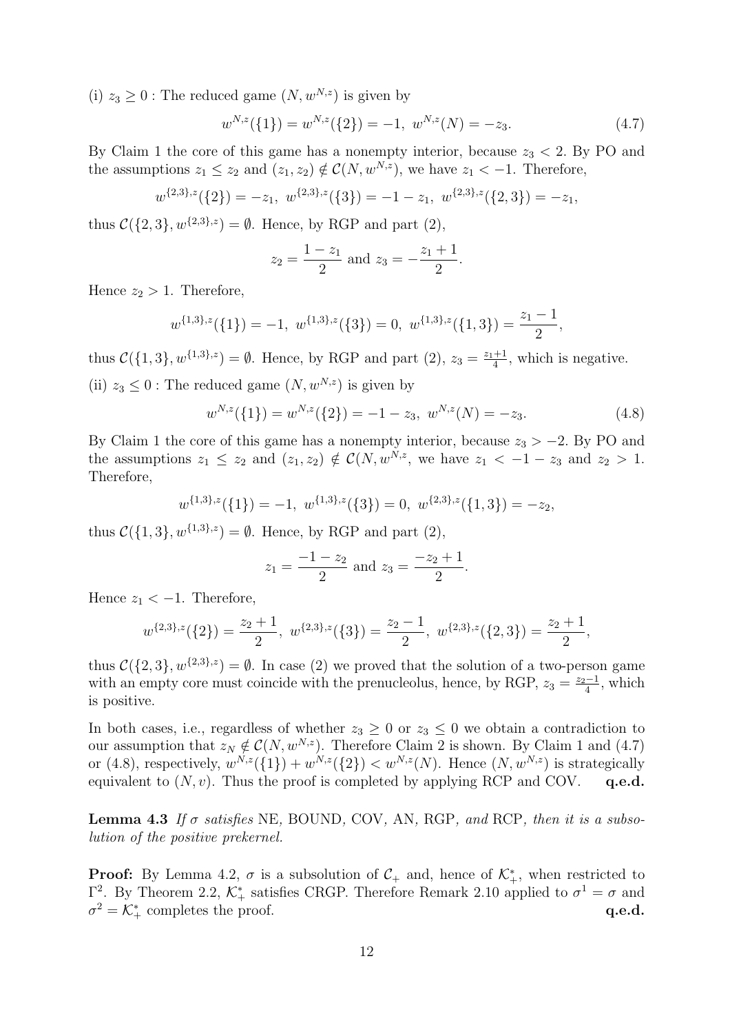(i) $z_3 \geq 0$ : The reduced game $(N, w^{N,z})$ is given by

$$w^{N,z}(\{1\}) = w^{N,z}(\{2\}) = -1,\ w^{N,z}(N) = -z_3. \tag{4.7}$$

By Claim 1 the core of this game has a nonempty interior, because $z_3 < 2$. By PO and the assumptions $z_1 \leq z_2$ and $(z_1, z_2) \notin \mathcal{C}(N, w^{N,z})$, we have $z_1 < -1$. Therefore,

$$w^{\{2,3\},z}(\{2\}) = -z_1,\ w^{\{2,3\},z}(\{3\}) = -1 - z_1,\ w^{\{2,3\},z}(\{2,3\}) = -z_1,$$

thus $\mathcal{C}(\{2,3\}, w^{\{2,3\},z}) = \emptyset$. Hence, by RGP and part (2),

$$z_2 = \frac{1 - z_1}{2} \text{ and } z_3 = -\frac{z_1 + 1}{2}.$$

Hence $z_2 > 1$. Therefore,

$$w^{\{1,3\},z}(\{1\}) = -1,\ w^{\{1,3\},z}(\{3\}) = 0,\ w^{\{1,3\},z}(\{1,3\}) = \frac{z_1 - 1}{2},$$

thus $\mathcal{C}(\{1,3\}, w^{\{1,3\},z}) = \emptyset$. Hence, by RGP and part (2), $z_3 = \frac{z_1+1}{4}$, which is negative.

(ii) $z_3 \leq 0$ : The reduced game $(N, w^{N,z})$ is given by

$$w^{N,z}(\{1\}) = w^{N,z}(\{2\}) = -1 - z_3,\ w^{N,z}(N) = -z_3. \tag{4.8}$$

By Claim 1 the core of this game has a nonempty interior, because $z_3 > -2$. By PO and the assumptions $z_1 \leq z_2$ and $(z_1, z_2) \notin \mathcal{C}(N, w^{N,z})$, we have $z_1 < -1 - z_3$ and $z_2 > 1$. Therefore,

$$w^{\{1,3\},z}(\{1\}) = -1,\ w^{\{1,3\},z}(\{3\}) = 0,\ w^{\{2,3\},z}(\{1,3\}) = -z_2,$$

thus $\mathcal{C}(\{1,3\}, w^{\{1,3\},z}) = \emptyset$. Hence, by RGP and part (2),

$$z_1 = \frac{-1 - z_2}{2} \text{ and } z_3 = \frac{-z_2 + 1}{2}.$$

Hence $z_1 < -1$. Therefore,

$$w^{\{2,3\},z}(\{2\}) = \frac{z_2 + 1}{2},\ w^{\{2,3\},z}(\{3\}) = \frac{z_2 - 1}{2},\ w^{\{2,3\},z}(\{2,3\}) = \frac{z_2 + 1}{2},$$

thus $\mathcal{C}(\{2,3\}, w^{\{2,3\},z}) = \emptyset$. In case (2) we proved that the solution of a two-person game with an empty core must coincide with the prenucleolus, hence, by RGP, $z_3 = \frac{z_2-1}{4}$, which is positive.

In both cases, i.e., regardless of whether $z_3 \geq 0$ or $z_3 \leq 0$ we obtain a contradiction to our assumption that $z_N \notin \mathcal{C}(N, w^{N,z})$. Therefore Claim 2 is shown. By Claim 1 and (4.7) or (4.8), respectively, $w^{N,z}(\{1\}) + w^{N,z}(\{2\}) < w^{N,z}(N)$. Hence $(N, w^{N,z})$ is strategically equivalent to $(N, v)$. Thus the proof is completed by applying RCP and COV. **q.e.d.**

**Lemma 4.3** *If $\sigma$ satisfies* NE, BOUND, COV, AN, RGP, *and* RCP, *then it is a subsolution of the positive prekernel.*

**Proof:** By Lemma 4.2, $\sigma$ is a subsolution of $\mathcal{C}_+$ and, hence of $\mathcal{K}^*_+$, when restricted to $\Gamma^2$. By Theorem 2.2, $\mathcal{K}^*_+$ satisfies CRGP. Therefore Remark 2.10 applied to $\sigma^1 = \sigma$ and $\sigma^2 = \mathcal{K}^*_+$ completes the proof. **q.e.d.**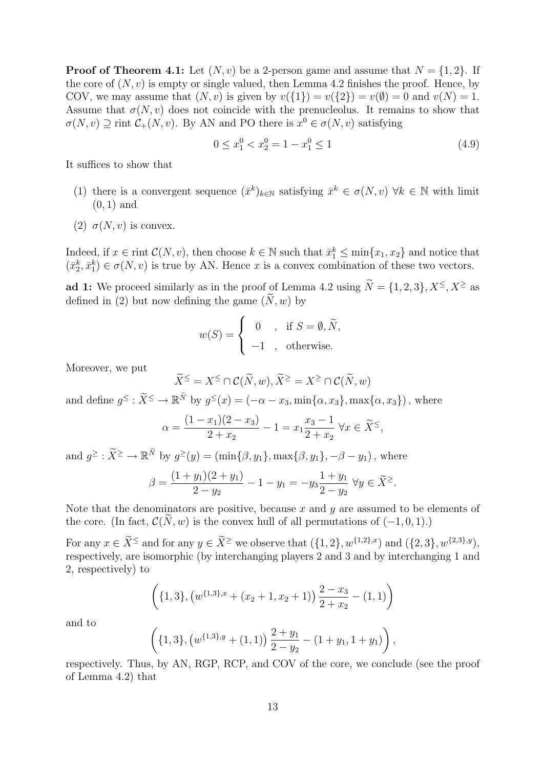**Proof of Theorem 4.1:** Let $(N, v)$ be a 2-person game and assume that $N = \{1, 2\}$. If the core of $(N, v)$ is empty or single valued, then Lemma 4.2 finishes the proof. Hence, by COV, we may assume that $(N, v)$ is given by $v(\{1\}) = v(\{2\}) = v(\emptyset) = 0$ and $v(N) = 1$. Assume that $\sigma(N, v)$ does not coincide with the prenucleolus. It remains to show that $\sigma(N, v) \supseteq \text{rint } \mathcal{C}_+(N, v)$. By AN and PO there is $x^0 \in \sigma(N, v)$ satisfying

$$0 \le x_1^0 < x_2^0 = 1 - x_1^0 \le 1 \tag{4.9}$$

It suffices to show that

1. there is a convergent sequence $(\bar{x}^k)_{k \in \mathbb{N}}$ satisfying $\bar{x}^k \in \sigma(N, v)\ \forall k \in \mathbb{N}$ with limit $(0, 1)$ and
2. $\sigma(N, v)$ is convex.

Indeed, if $x \in \text{rint } \mathcal{C}(N, v)$, then choose $k \in \mathbb{N}$ such that $\bar{x}_1^k \le \min\{x_1, x_2\}$ and notice that $(\bar{x}_2^k, \bar{x}_1^k) \in \sigma(N, v)$ is true by AN. Hence $x$ is a convex combination of these two vectors.

**ad 1:** We proceed similarly as in the proof of Lemma 4.2 using $\widetilde{N} = \{1, 2, 3\}, X^{\le}, X^{\ge}$ as defined in (2) but now defining the game $(\widetilde{N}, w)$ by

$$w(S) = \begin{cases} 0 & , \text{ if } S = \emptyset, \widetilde{N}, \\ -1 & , \text{ otherwise.} \end{cases}$$

Moreover, we put

$$\widetilde{X}^{\le} = X^{\le} \cap \mathcal{C}(\widetilde{N}, w), \widetilde{X}^{\ge} = X^{\ge} \cap \mathcal{C}(\widetilde{N}, w)$$

and define $g^{\le} : \widetilde{X}^{\le} \to \mathbb{R}^{\tilde{N}}$ by $g^{\le}(x) = (-\alpha - x_3, \min\{\alpha, x_3\}, \max\{\alpha, x_3\})$, where

$$\alpha = \frac{(1 - x_1)(2 - x_3)}{2 + x_2} - 1 = x_1 \frac{x_3 - 1}{2 + x_2}\ \forall x \in \widetilde{X}^{\le},$$

and $g^{\ge} : \widetilde{X}^{\ge} \to \mathbb{R}^{\tilde{N}}$ by $g^{\ge}(y) = (\min\{\beta, y_1\}, \max\{\beta, y_1\}, -\beta - y_1)$, where

$$\beta = \frac{(1 + y_1)(2 + y_1)}{2 - y_2} - 1 - y_1 = -y_3 \frac{1 + y_1}{2 - y_2}\ \forall y \in \widetilde{X}^{\ge}.$$

Note that the denominators are positive, because $x$ and $y$ are assumed to be elements of the core. (In fact, $\mathcal{C}(\widetilde{N}, w)$ is the convex hull of all permutations of $(-1, 0, 1)$.)

For any $x \in \widetilde{X}^{\le}$ and for any $y \in \widetilde{X}^{\ge}$ we observe that $(\{1, 2\}, w^{\{1,2\},x})$ and $(\{2, 3\}, w^{\{2,3\},y})$, respectively, are isomorphic (by interchanging players 2 and 3 and by interchanging 1 and 2, respectively) to

$$\left( \{1, 3\}, \left( w^{\{1,3\},x} + (x_2 + 1, x_2 + 1) \right) \frac{2 - x_3}{2 + x_2} - (1, 1) \right)$$

and to

$$\left( \{1, 3\}, \left( w^{\{1,3\},y} + (1, 1) \right) \frac{2 + y_1}{2 - y_2} - (1 + y_1, 1 + y_1) \right),$$

respectively. Thus, by AN, RGP, RCP, and COV of the core, we conclude (see the proof of Lemma 4.2) that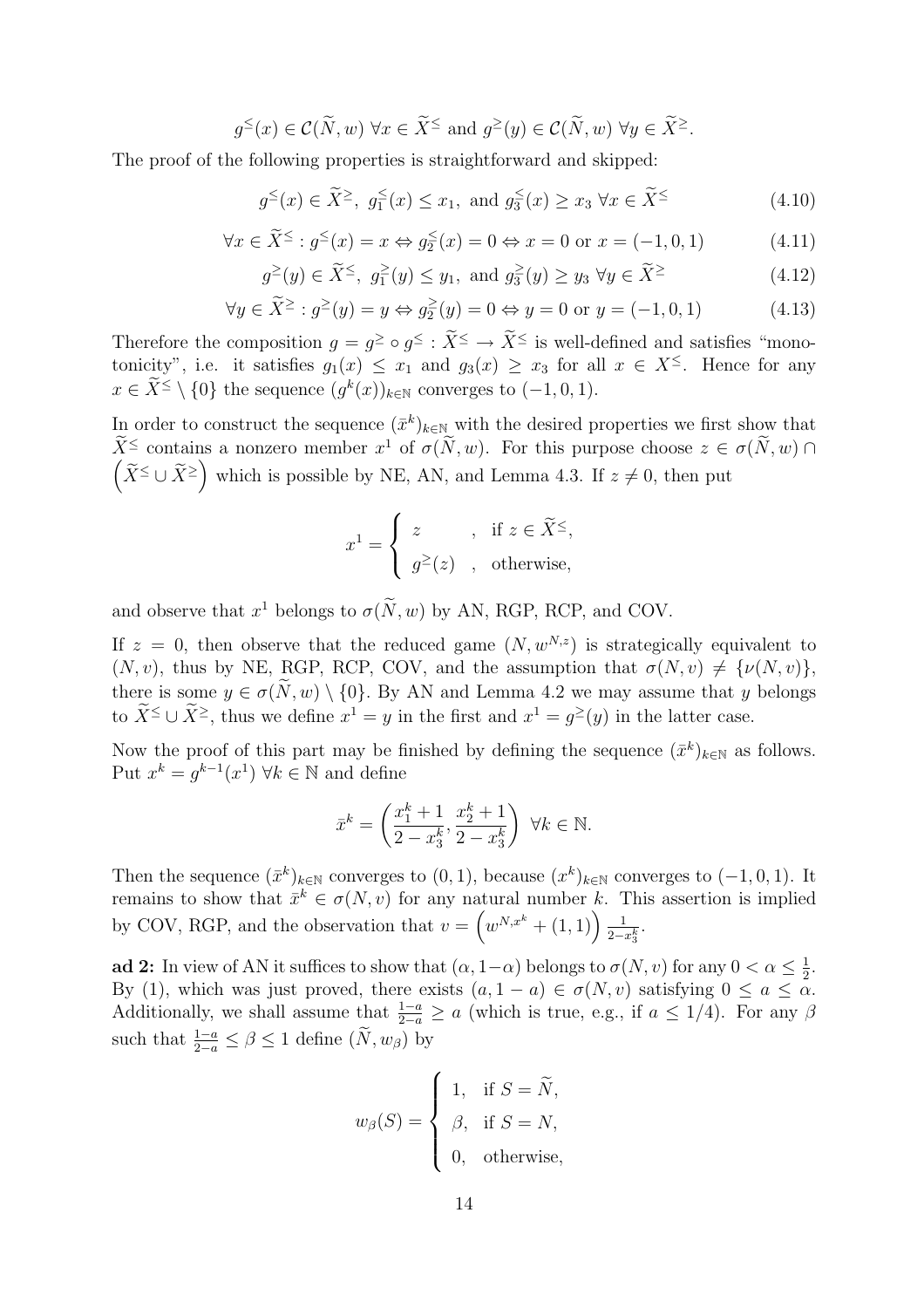$$g^{\leq}(x) \in \mathcal{C}(\widetilde{N}, w) \ \forall x \in \widetilde{X}^{\leq} \text{ and } g^{\geq}(y) \in \mathcal{C}(\widetilde{N}, w) \ \forall y \in \widetilde{X}^{\geq}.$$

The proof of the following properties is straightforward and skipped:

$$g^{\leq}(x) \in \widetilde{X}^{\geq}, \ g_1^{\leq}(x) \leq x_1, \text{ and } g_3^{\leq}(x) \geq x_3 \ \forall x \in \widetilde{X}^{\leq} \tag{4.10}$$

$$\forall x \in \widetilde{X}^{\leq} : g^{\leq}(x) = x \Leftrightarrow g_2^{\leq}(x) = 0 \Leftrightarrow x = 0 \text{ or } x = (-1, 0, 1) \tag{4.11}$$

$$g^{\geq}(y) \in \widetilde{X}^{\leq}, \ g_1^{\geq}(y) \leq y_1, \text{ and } g_3^{\geq}(y) \geq y_3 \ \forall y \in \widetilde{X}^{\geq} \tag{4.12}$$

$$\forall y \in \widetilde{X}^{\geq} : g^{\geq}(y) = y \Leftrightarrow g_2^{\geq}(y) = 0 \Leftrightarrow y = 0 \text{ or } y = (-1, 0, 1) \tag{4.13}$$

Therefore the composition $g = g^{\geq} \circ g^{\leq} : \widetilde{X}^{\leq} \to \widetilde{X}^{\leq}$ is well-defined and satisfies "monotonicity", i.e. it satisfies $g_1(x) \leq x_1$ and $g_3(x) \geq x_3$ for all $x \in X^{\leq}$. Hence for any $x \in \widetilde{X}^{\leq} \setminus \{0\}$ the sequence $(g^k(x))_{k \in \mathbb{N}}$ converges to $(-1, 0, 1)$.

In order to construct the sequence $(\bar{x}^k)_{k \in \mathbb{N}}$ with the desired properties we first show that $\widetilde{X}^{\leq}$ contains a nonzero member $x^1$ of $\sigma(\widetilde{N}, w)$. For this purpose choose $z \in \sigma(\widetilde{N}, w) \cap \left(\widetilde{X}^{\leq} \cup \widetilde{X}^{\geq}\right)$ which is possible by NE, AN, and Lemma 4.3. If $z \neq 0$, then put

$$x^1 = \begin{cases} z & , \text{ if } z \in \widetilde{X}^{\leq}, \\ g^{\geq}(z) & , \text{ otherwise,} \end{cases}$$

and observe that $x^1$ belongs to $\sigma(\widetilde{N}, w)$ by AN, RGP, RCP, and COV.

If $z = 0$, then observe that the reduced game $(N, w^{N,z})$ is strategically equivalent to $(N, v)$, thus by NE, RGP, RCP, COV, and the assumption that $\sigma(N, v) \neq \{\nu(N, v)\}$, there is some $y \in \sigma(\widetilde{N}, w) \setminus \{0\}$. By AN and Lemma 4.2 we may assume that $y$ belongs to $\widetilde{X}^{\leq} \cup \widetilde{X}^{\geq}$, thus we define $x^1 = y$ in the first and $x^1 = g^{\geq}(y)$ in the latter case.

Now the proof of this part may be finished by defining the sequence $(\bar{x}^k)_{k \in \mathbb{N}}$ as follows. Put $x^k = g^{k-1}(x^1) \ \forall k \in \mathbb{N}$ and define

$$\bar{x}^k = \left( \frac{x_1^k + 1}{2 - x_3^k}, \frac{x_2^k + 1}{2 - x_3^k} \right) \ \forall k \in \mathbb{N}.$$

Then the sequence $(\bar{x}^k)_{k \in \mathbb{N}}$ converges to $(0, 1)$, because $(x^k)_{k \in \mathbb{N}}$ converges to $(-1, 0, 1)$. It remains to show that $\bar{x}^k \in \sigma(N, v)$ for any natural number $k$. This assertion is implied by COV, RGP, and the observation that $v = \left(w^{N,x^k} + (1, 1)\right) \frac{1}{2 - x_3^k}$.

**ad 2:** In view of AN it suffices to show that $(\alpha, 1-\alpha)$ belongs to $\sigma(N, v)$ for any $0 < \alpha \leq \frac{1}{2}$. By (1), which was just proved, there exists $(a, 1-a) \in \sigma(N, v)$ satisfying $0 \leq a \leq \alpha$. Additionally, we shall assume that $\frac{1-a}{2-a} \geq a$ (which is true, e.g., if $a \leq 1/4$). For any $\beta$ such that $\frac{1-a}{2-a} \leq \beta \leq 1$ define $(\widetilde{N}, w_\beta)$ by

$$w_\beta(S) = \begin{cases} 1, & \text{if } S = \widetilde{N}, \\ \beta, & \text{if } S = N, \\ 0, & \text{otherwise,} \end{cases}$$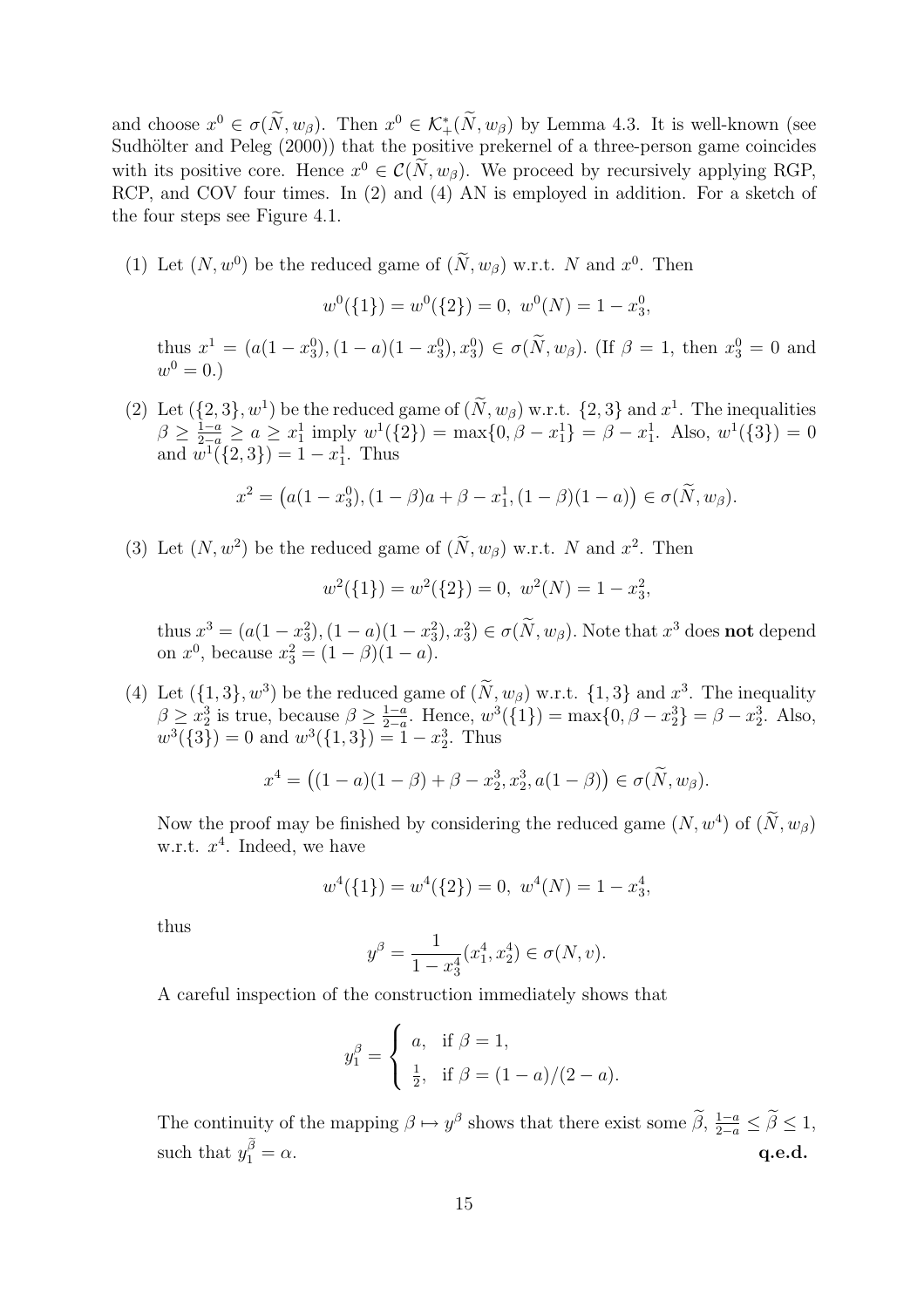and choose $x^0 \in \sigma(\widetilde{N}, w_\beta)$. Then $x^0 \in \mathcal{K}_+^*(\widetilde{N}, w_\beta)$ by Lemma 4.3. It is well-known (see Sudhölter and Peleg (2000)) that the positive prekernel of a three-person game coincides with its positive core. Hence $x^0 \in \mathcal{C}(\widetilde{N}, w_\beta)$. We proceed by recursively applying RGP, RCP, and COV four times. In (2) and (4) AN is employed in addition. For a sketch of the four steps see Figure 4.1.

(1) Let $(N, w^0)$ be the reduced game of $(\widetilde{N}, w_\beta)$ w.r.t. $N$ and $x^0$. Then

$$w^0(\{1\}) = w^0(\{2\}) = 0, \; w^0(N) = 1 - x_3^0,$$

thus $x^1 = (a(1-x_3^0), (1-a)(1-x_3^0), x_3^0) \in \sigma(\widetilde{N}, w_\beta)$. (If $\beta = 1$, then $x_3^0 = 0$ and $w^0 = 0$.)

(2) Let $(\{2,3\}, w^1)$ be the reduced game of $(\widetilde{N}, w_\beta)$ w.r.t. $\{2,3\}$ and $x^1$. The inequalities $\beta \geq \frac{1-a}{2-a} \geq a \geq x_1^1$ imply $w^1(\{2\}) = \max\{0, \beta - x_1^1\} = \beta - x_1^1$. Also, $w^1(\{3\}) = 0$ and $w^1(\{2,3\}) = 1 - x_1^1$. Thus

$$x^2 = \big(a(1-x_3^0), (1-\beta)a + \beta - x_1^1, (1-\beta)(1-a)\big) \in \sigma(\widetilde{N}, w_\beta).$$

(3) Let $(N, w^2)$ be the reduced game of $(\widetilde{N}, w_\beta)$ w.r.t. $N$ and $x^2$. Then

$$w^2(\{1\}) = w^2(\{2\}) = 0, \; w^2(N) = 1 - x_3^2,$$

thus $x^3 = (a(1-x_3^2), (1-a)(1-x_3^2), x_3^2) \in \sigma(\widetilde{N}, w_\beta)$. Note that $x^3$ does **not** depend on $x^0$, because $x_3^2 = (1-\beta)(1-a)$.

(4) Let $(\{1,3\}, w^3)$ be the reduced game of $(\widetilde{N}, w_\beta)$ w.r.t. $\{1,3\}$ and $x^3$. The inequality $\beta \geq x_2^3$ is true, because $\beta \geq \frac{1-a}{2-a}$. Hence, $w^3(\{1\}) = \max\{0, \beta - x_2^3\} = \beta - x_2^3$. Also, $w^3(\{3\}) = 0$ and $w^3(\{1,3\}) = 1 - x_2^3$. Thus

$$x^4 = \big((1-a)(1-\beta) + \beta - x_2^3, x_2^3, a(1-\beta)\big) \in \sigma(\widetilde{N}, w_\beta).$$

Now the proof may be finished by considering the reduced game $(N, w^4)$ of $(\widetilde{N}, w_\beta)$ w.r.t. $x^4$. Indeed, we have

$$w^4(\{1\}) = w^4(\{2\}) = 0, \; w^4(N) = 1 - x_3^4,$$

thus

$$y^\beta = \frac{1}{1 - x_3^4}(x_1^4, x_2^4) \in \sigma(N, v).$$

A careful inspection of the construction immediately shows that

$$y_1^\beta = \begin{cases} a, & \text{if } \beta = 1, \\ \frac{1}{2}, & \text{if } \beta = (1-a)/(2-a). \end{cases}$$

The continuity of the mapping $\beta \mapsto y^\beta$ shows that there exist some $\widetilde{\beta}$, $\frac{1-a}{2-a} \leq \widetilde{\beta} \leq 1$, such that $y_1^{\widetilde{\beta}} = \alpha$. **q.e.d.**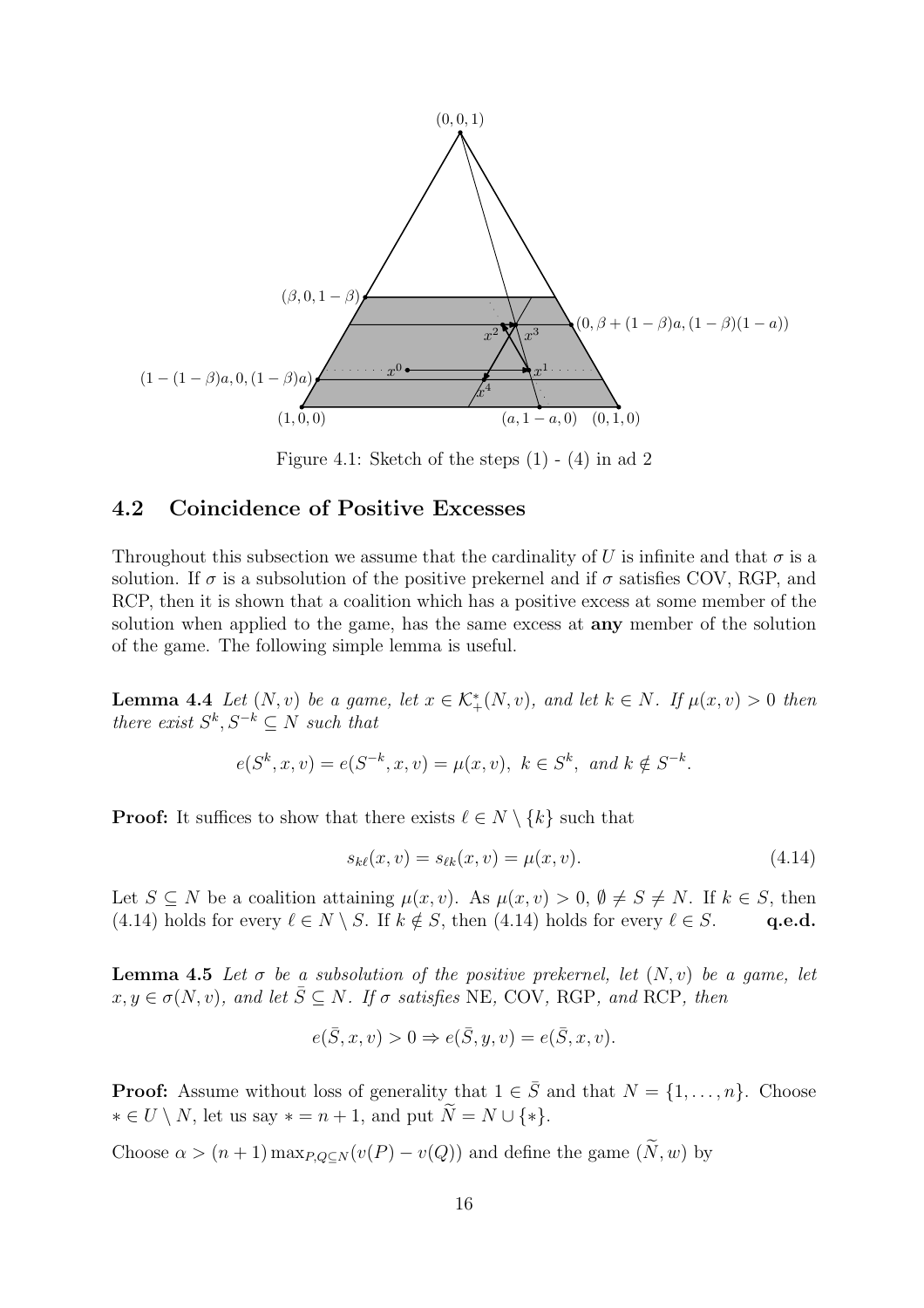(0, 0, 1)

$(\beta, 0, 1-\beta)$

$(0, \beta + (1-\beta)a, (1-\beta)(1-a))$

$(1-(1-\beta)a, 0, (1-\beta)a)$

$x^0$

$x^1$

$x^2$

$x^3$

$x^4$

(1, 0, 0)

$(a, 1-a, 0)$ (0, 1, 0)

Figure 4.1: Sketch of the steps (1) - (4) in ad 2

## 4.2 Coincidence of Positive Excesses

Throughout this subsection we assume that the cardinality of $U$ is infinite and that $\sigma$ is a solution. If $\sigma$ is a subsolution of the positive prekernel and if $\sigma$ satisfies COV, RGP, and RCP, then it is shown that a coalition which has a positive excess at some member of the solution when applied to the game, has the same excess at **any** member of the solution of the game. The following simple lemma is useful.

**Lemma 4.4** *Let $(N, v)$ be a game, let $x \in \mathcal{K}^*_+(N, v)$, and let $k \in N$. If $\mu(x, v) > 0$ then there exist $S^k, S^{-k} \subseteq N$ such that*

$$e(S^k, x, v) = e(S^{-k}, x, v) = \mu(x, v), \ k \in S^k, \text{ and } k \notin S^{-k}.$$

**Proof:** It suffices to show that there exists $\ell \in N \setminus \{k\}$ such that

$$s_{k\ell}(x, v) = s_{\ell k}(x, v) = \mu(x, v). \tag{4.14}$$

Let $S \subseteq N$ be a coalition attaining $\mu(x, v)$. As $\mu(x, v) > 0$, $\emptyset \neq S \neq N$. If $k \in S$, then (4.14) holds for every $\ell \in N \setminus S$. If $k \notin S$, then (4.14) holds for every $\ell \in S$. **q.e.d.**

**Lemma 4.5** *Let $\sigma$ be a subsolution of the positive prekernel, let $(N, v)$ be a game, let $x, y \in \sigma(N, v)$, and let $\bar{S} \subseteq N$. If $\sigma$ satisfies* NE, COV, RGP, *and* RCP, *then*

$$e(\bar{S}, x, v) > 0 \Rightarrow e(\bar{S}, y, v) = e(\bar{S}, x, v).$$

**Proof:** Assume without loss of generality that $1 \in \bar{S}$ and that $N = \{1, \ldots, n\}$. Choose $* \in U \setminus N$, let us say $* = n + 1$, and put $\widetilde{N} = N \cup \{*\}$.

Choose $\alpha > (n+1) \max_{P,Q \subseteq N}(v(P) - v(Q))$ and define the game $(\widetilde{N}, w)$ by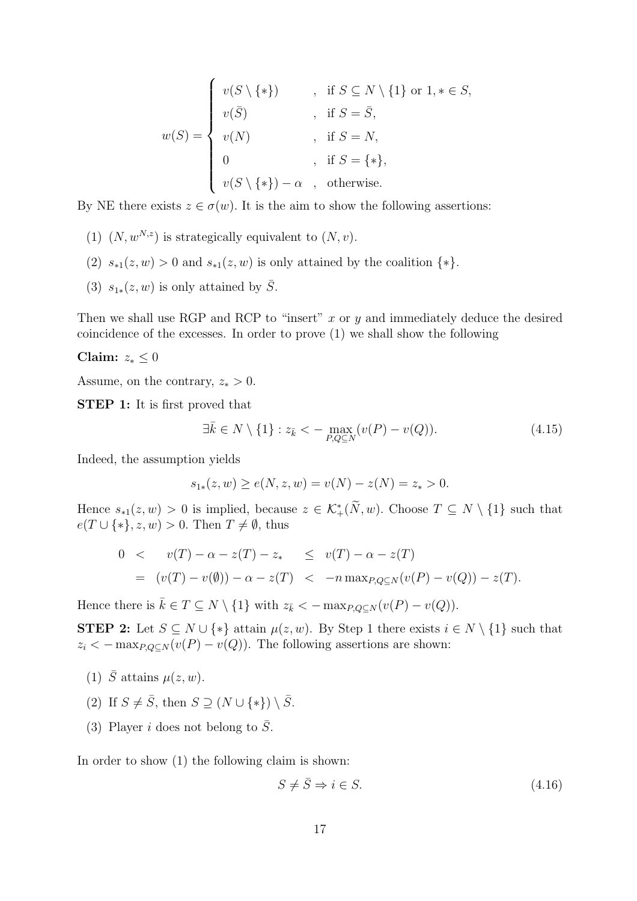$$
w(S) = \begin{cases} v(S \setminus \{*\}) & , \text{ if } S \subseteq N \setminus \{1\} \text{ or } 1, * \in S, \\ v(\bar{S}) & , \text{ if } S = \bar{S}, \\ v(N) & , \text{ if } S = N, \\ 0 & , \text{ if } S = \{*\}, \\ v(S \setminus \{*\}) - \alpha & , \text{ otherwise.} \end{cases}
$$

By NE there exists $z \in \sigma(w)$. It is the aim to show the following assertions:

(1) $(N, w^{N,z})$ is strategically equivalent to $(N, v)$.

(2) $s_{*1}(z, w) > 0$ and $s_{*1}(z, w)$ is only attained by the coalition $\{*\}$.

(3) $s_{1*}(z, w)$ is only attained by $\bar{S}$.

Then we shall use RGP and RCP to "insert" $x$ or $y$ and immediately deduce the desired coincidence of the excesses. In order to prove (1) we shall show the following

**Claim:** $z_* \leq 0$

Assume, on the contrary, $z_* > 0$.

**STEP 1:** It is first proved that

$$
\exists \bar{k} \in N \setminus \{1\} : z_{\bar{k}} < - \max_{P,Q \subseteq N} (v(P) - v(Q)). \tag{4.15}
$$

Indeed, the assumption yields

$$
s_{1*}(z, w) \geq e(N, z, w) = v(N) - z(N) = z_* > 0.
$$

Hence $s_{*1}(z, w) > 0$ is implied, because $z \in \mathcal{K}^*_+(\widetilde{N}, w)$. Choose $T \subseteq N \setminus \{1\}$ such that $e(T \cup \{*\}, z, w) > 0$. Then $T \neq \emptyset$, thus

$$
\begin{aligned}
0 \quad < \quad & v(T) - \alpha - z(T) - z_* \quad \leq \quad v(T) - \alpha - z(T) \\
= \quad & (v(T) - v(\emptyset)) - \alpha - z(T) \quad < \quad -n \max_{P,Q \subseteq N} (v(P) - v(Q)) - z(T).
\end{aligned}
$$

Hence there is $\bar{k} \in T \subseteq N \setminus \{1\}$ with $z_{\bar{k}} < - \max_{P,Q \subseteq N} (v(P) - v(Q))$.

**STEP 2:** Let $S \subseteq N \cup \{*\}$ attain $\mu(z, w)$. By Step 1 there exists $i \in N \setminus \{1\}$ such that $z_i < - \max_{P,Q \subseteq N} (v(P) - v(Q))$. The following assertions are shown:

(1) $\bar{S}$ attains $\mu(z, w)$.

(2) If $S \neq \bar{S}$, then $S \supseteq (N \cup \{*\}) \setminus \bar{S}$.

(3) Player $i$ does not belong to $\bar{S}$.

In order to show (1) the following claim is shown:

$$
S \neq \bar{S} \Rightarrow i \in S. \tag{4.16}
$$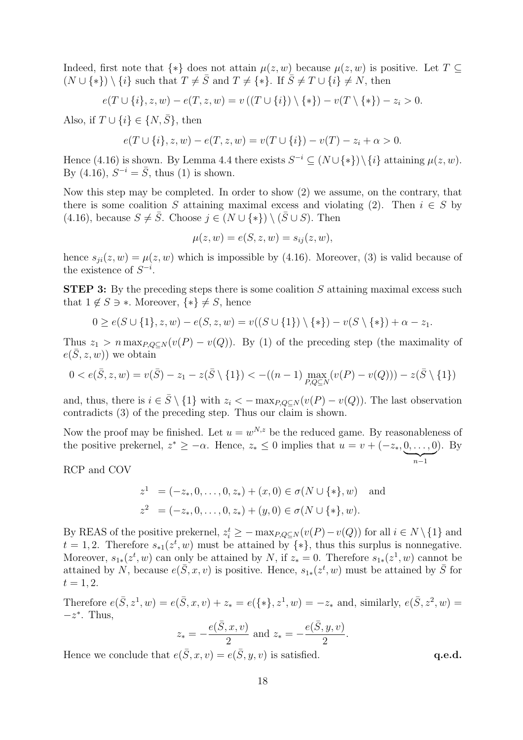Indeed, first note that $\{*\}$ does not attain $\mu(z,w)$ because $\mu(z,w)$ is positive. Let $T \subseteq (N \cup \{*\}) \setminus \{i\}$ such that $T \neq \bar{S}$ and $T \neq \{*\}$. If $\bar{S} \neq T \cup \{i\} \neq N$, then

$$e(T \cup \{i\}, z, w) - e(T, z, w) = v\left((T \cup \{i\}) \setminus \{*\}\right) - v(T \setminus \{*\}) - z_i > 0.$$

Also, if $T \cup \{i\} \in \{N, \bar{S}\}$, then

$$e(T \cup \{i\}, z, w) - e(T, z, w) = v(T \cup \{i\}) - v(T) - z_i + \alpha > 0.$$

Hence (4.16) is shown. By Lemma 4.4 there exists $S^{-i} \subseteq (N \cup \{*\}) \setminus \{i\}$ attaining $\mu(z,w)$. By (4.16), $S^{-i} = \bar{S}$, thus (1) is shown.

Now this step may be completed. In order to show (2) we assume, on the contrary, that there is some coalition $S$ attaining maximal excess and violating (2). Then $i \in S$ by (4.16), because $S \neq \bar{S}$. Choose $j \in (N \cup \{*\}) \setminus (\bar{S} \cup S)$. Then

$$\mu(z,w) = e(S,z,w) = s_{ij}(z,w),$$

hence $s_{ji}(z,w) = \mu(z,w)$ which is impossible by (4.16). Moreover, (3) is valid because of the existence of $S^{-i}$.

**STEP 3:** By the preceding steps there is some coalition $S$ attaining maximal excess such that $1 \notin S \ni *$. Moreover, $\{*\} \neq S$, hence

$$0 \geq e(S \cup \{1\}, z, w) - e(S, z, w) = v((S \cup \{1\}) \setminus \{*\}) - v(S \setminus \{*\}) + \alpha - z_1.$$

Thus $z_1 > n \max_{P,Q \subseteq N}(v(P) - v(Q))$. By (1) of the preceding step (the maximality of $e(\bar{S}, z, w)$) we obtain

$$0 < e(\bar{S}, z, w) = v(\bar{S}) - z_1 - z(\bar{S} \setminus \{1\}) < -((n-1) \max_{P,Q \subseteq N}(v(P) - v(Q))) - z(\bar{S} \setminus \{1\})$$

and, thus, there is $i \in \bar{S} \setminus \{1\}$ with $z_i < -\max_{P,Q \subseteq N}(v(P) - v(Q))$. The last observation contradicts (3) of the preceding step. Thus our claim is shown.

Now the proof may be finished. Let $u = w^{N,z}$ be the reduced game. By reasonableness of the positive prekernel, $z^* \geq -\alpha$. Hence, $z_* \leq 0$ implies that $u = v + (-z_*, \underbrace{0, \ldots, 0}_{n-1})$. By RCP and COV

$$\begin{aligned} z^1 &= (-z_*, 0, \ldots, 0, z_*) + (x, 0) \in \sigma(N \cup \{*\}, w) \quad \text{and} \\ z^2 &= (-z_*, 0, \ldots, 0, z_*) + (y, 0) \in \sigma(N \cup \{*\}, w). \end{aligned}$$

By REAS of the positive prekernel, $z_i^t \geq -\max_{P,Q \subseteq N}(v(P) - v(Q))$ for all $i \in N \setminus \{1\}$ and $t = 1, 2$. Therefore $s_{*1}(z^t, w)$ must be attained by $\{*\}$, thus this surplus is nonnegative. Moreover, $s_{1*}(z^t, w)$ can only be attained by $N$, if $z_* = 0$. Therefore $s_{1*}(z^1, w)$ cannot be attained by $N$, because $e(\bar{S}, x, v)$ is positive. Hence, $s_{1*}(z^t, w)$ must be attained by $\bar{S}$ for $t = 1, 2$.

Therefore $e(\bar{S}, z^1, w) = e(\bar{S}, x, v) + z_* = e(\{*\}, z^1, w) = -z_*$ and, similarly, $e(\bar{S}, z^2, w) = -z^*$. Thus,

$$z_* = -\frac{e(\bar{S}, x, v)}{2} \text{ and } z_* = -\frac{e(\bar{S}, y, v)}{2}.$$

Hence we conclude that $e(\bar{S}, x, v) = e(\bar{S}, y, v)$ is satisfied. **q.e.d.**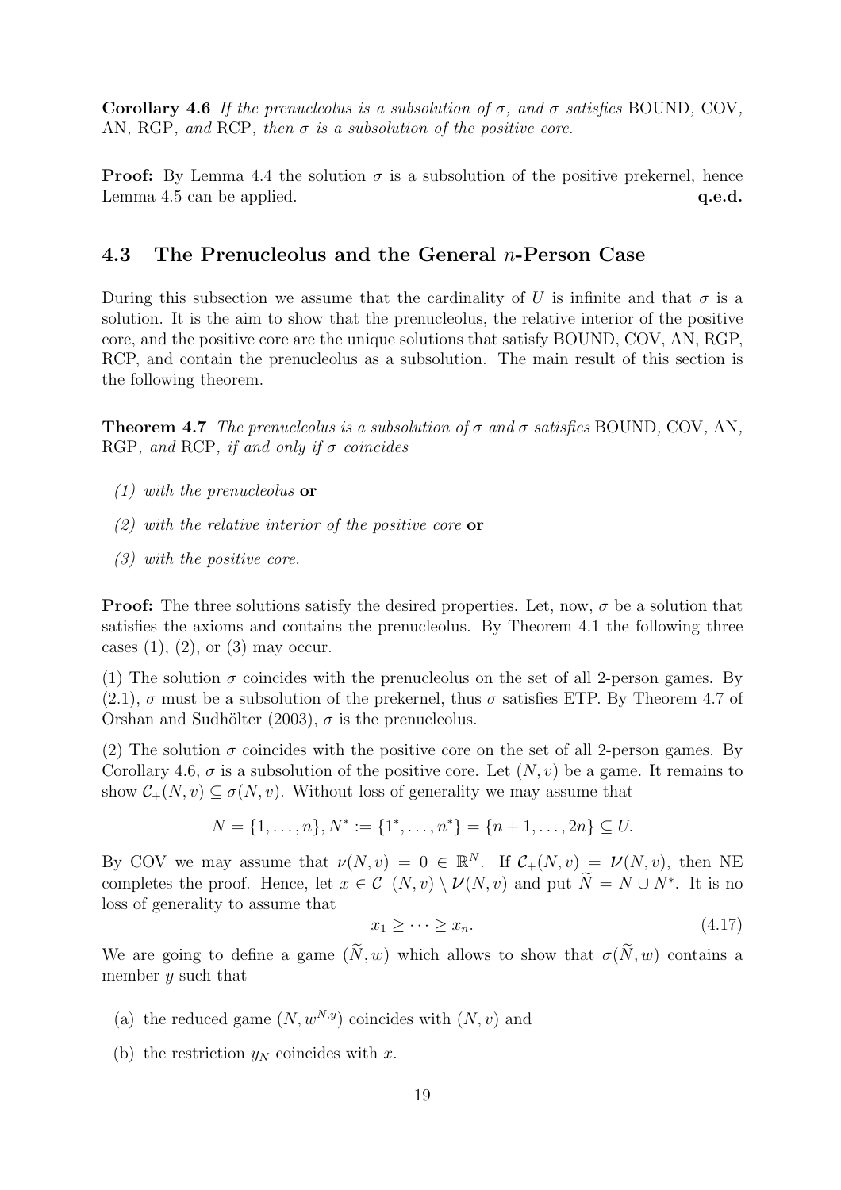**Corollary 4.6** *If the prenucleolus is a subsolution of $\sigma$, and $\sigma$ satisfies* BOUND*,* COV*,* AN*,* RGP*, and* RCP*, then $\sigma$ is a subsolution of the positive core.*

**Proof:** By Lemma 4.4 the solution $\sigma$ is a subsolution of the positive prekernel, hence Lemma 4.5 can be applied. **q.e.d.**

## 4.3 The Prenucleolus and the General $n$-Person Case

During this subsection we assume that the cardinality of $U$ is infinite and that $\sigma$ is a solution. It is the aim to show that the prenucleolus, the relative interior of the positive core, and the positive core are the unique solutions that satisfy BOUND, COV, AN, RGP, RCP, and contain the prenucleolus as a subsolution. The main result of this section is the following theorem.

**Theorem 4.7** *The prenucleolus is a subsolution of $\sigma$ and $\sigma$ satisfies* BOUND*,* COV*,* AN*,* RGP*, and* RCP*, if and only if $\sigma$ coincides*

*(1) with the prenucleolus* **or**

*(2) with the relative interior of the positive core* **or**

*(3) with the positive core.*

**Proof:** The three solutions satisfy the desired properties. Let, now, $\sigma$ be a solution that satisfies the axioms and contains the prenucleolus. By Theorem 4.1 the following three cases (1), (2), or (3) may occur.

(1) The solution $\sigma$ coincides with the prenucleolus on the set of all 2-person games. By (2.1), $\sigma$ must be a subsolution of the prekernel, thus $\sigma$ satisfies ETP. By Theorem 4.7 of Orshan and Sudhölter (2003), $\sigma$ is the prenucleolus.

(2) The solution $\sigma$ coincides with the positive core on the set of all 2-person games. By Corollary 4.6, $\sigma$ is a subsolution of the positive core. Let $(N, v)$ be a game. It remains to show $\mathcal{C}_+(N, v) \subseteq \sigma(N, v)$. Without loss of generality we may assume that

$$N = \{1, \ldots, n\}, N^* := \{1^*, \ldots, n^*\} = \{n+1, \ldots, 2n\} \subseteq U.$$

By COV we may assume that $\nu(N, v) = 0 \in \mathbb{R}^N$. If $\mathcal{C}_+(N, v) = \boldsymbol{\nu}(N, v)$, then NE completes the proof. Hence, let $x \in \mathcal{C}_+(N, v) \setminus \boldsymbol{\nu}(N, v)$ and put $\widetilde{N} = N \cup N^*$. It is no loss of generality to assume that

$$x_1 \geq \cdots \geq x_n. \tag{4.17}$$

We are going to define a game $(\widetilde{N}, w)$ which allows to show that $\sigma(\widetilde{N}, w)$ contains a member $y$ such that

(a) the reduced game $(N, w^{N,y})$ coincides with $(N, v)$ and

(b) the restriction $y_N$ coincides with $x$.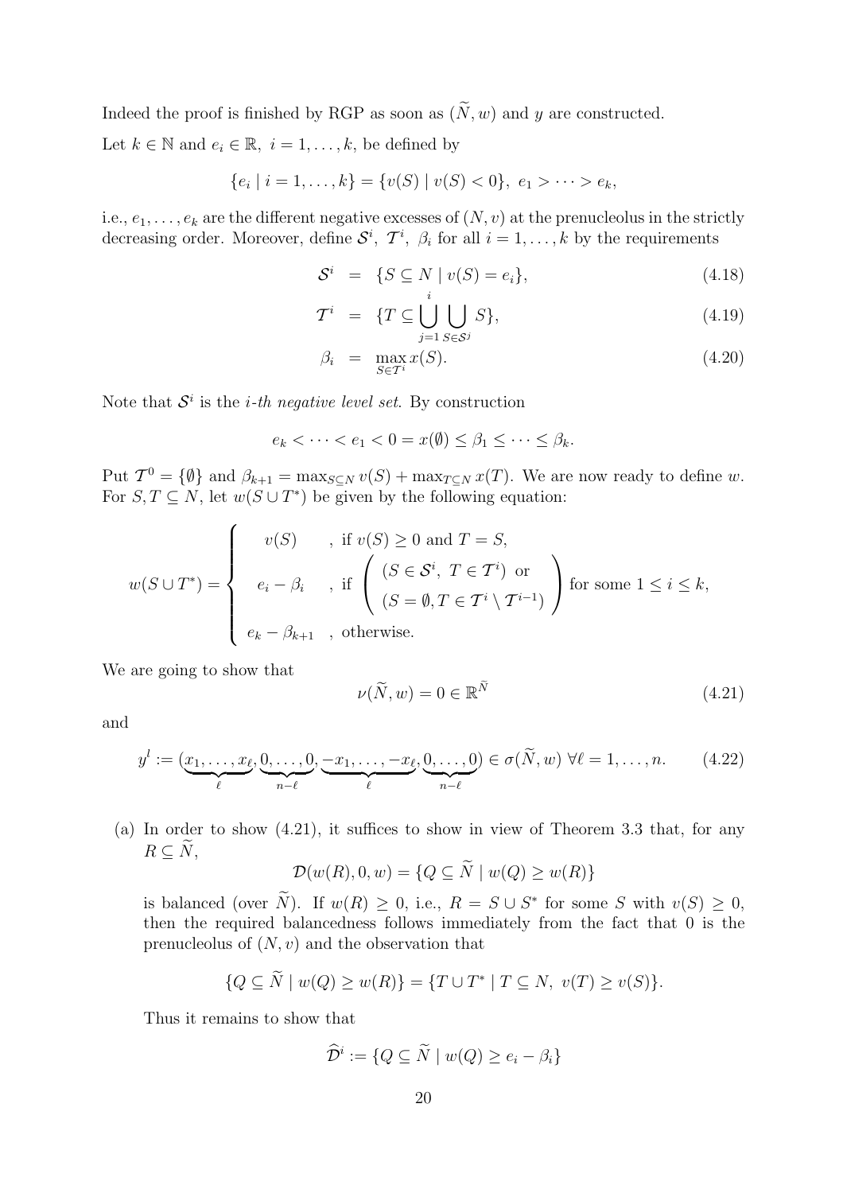Indeed the proof is finished by RGP as soon as $(\widetilde{N}, w)$ and $y$ are constructed.

Let $k \in \mathbb{N}$ and $e_i \in \mathbb{R},\ i = 1, \ldots, k$, be defined by

$$\{e_i \mid i = 1, \ldots, k\} = \{v(S) \mid v(S) < 0\},\ e_1 > \cdots > e_k,$$

i.e., $e_1, \ldots, e_k$ are the different negative excesses of $(N, v)$ at the prenucleolus in the strictly decreasing order. Moreover, define $\mathcal{S}^i,\ \mathcal{T}^i,\ \beta_i$ for all $i = 1, \ldots, k$ by the requirements

$$\mathcal{S}^i = \{S \subseteq N \mid v(S) = e_i\}, \tag{4.18}$$

$$\mathcal{T}^i = \{T \subseteq \bigcup_{j=1}^{i} \bigcup_{S \in \mathcal{S}^j} S\}, \tag{4.19}$$

$$\beta_i = \max_{S \in \mathcal{T}^i} x(S). \tag{4.20}$$

Note that $\mathcal{S}^i$ is the *i-th negative level set*. By construction

$$e_k < \cdots < e_1 < 0 = x(\emptyset) \leq \beta_1 \leq \cdots \leq \beta_k.$$

Put $\mathcal{T}^0 = \{\emptyset\}$ and $\beta_{k+1} = \max_{S \subseteq N} v(S) + \max_{T \subseteq N} x(T)$. We are now ready to define $w$. For $S, T \subseteq N$, let $w(S \cup T^*)$ be given by the following equation:

$$w(S \cup T^*) = \begin{cases} v(S) & , \text{ if } v(S) \geq 0 \text{ and } T = S, \\ e_i - \beta_i & , \text{ if } \begin{pmatrix} (S \in \mathcal{S}^i,\ T \in \mathcal{T}^i) \text{ or} \\ (S = \emptyset, T \in \mathcal{T}^i \setminus \mathcal{T}^{i-1}) \end{pmatrix} \text{ for some } 1 \leq i \leq k, \\ e_k - \beta_{k+1} & , \text{ otherwise.} \end{cases}$$

We are going to show that

$$\nu(\widetilde{N}, w) = 0 \in \mathbb{R}^{\tilde{N}} \tag{4.21}$$

and

$$y^l := (\underbrace{x_1, \ldots, x_\ell}_{\ell}, \underbrace{0, \ldots, 0}_{n-\ell}, \underbrace{-x_1, \ldots, -x_\ell}_{\ell}, \underbrace{0, \ldots, 0}_{n-\ell}) \in \sigma(\widetilde{N}, w)\ \forall \ell = 1, \ldots, n. \tag{4.22}$$

(a) In order to show (4.21), it suffices to show in view of Theorem 3.3 that, for any $R \subseteq \widetilde{N}$,

$$\mathcal{D}(w(R), 0, w) = \{Q \subseteq \widetilde{N} \mid w(Q) \geq w(R)\}$$

is balanced (over $\widetilde{N}$). If $w(R) \geq 0$, i.e., $R = S \cup S^*$ for some $S$ with $v(S) \geq 0$, then the required balancedness follows immediately from the fact that 0 is the prenucleolus of $(N, v)$ and the observation that

$$\{Q \subseteq \widetilde{N} \mid w(Q) \geq w(R)\} = \{T \cup T^* \mid T \subseteq N,\ v(T) \geq v(S)\}.$$

Thus it remains to show that

$$\widehat{\mathcal{D}}^i := \{Q \subseteq \widetilde{N} \mid w(Q) \geq e_i - \beta_i\}$$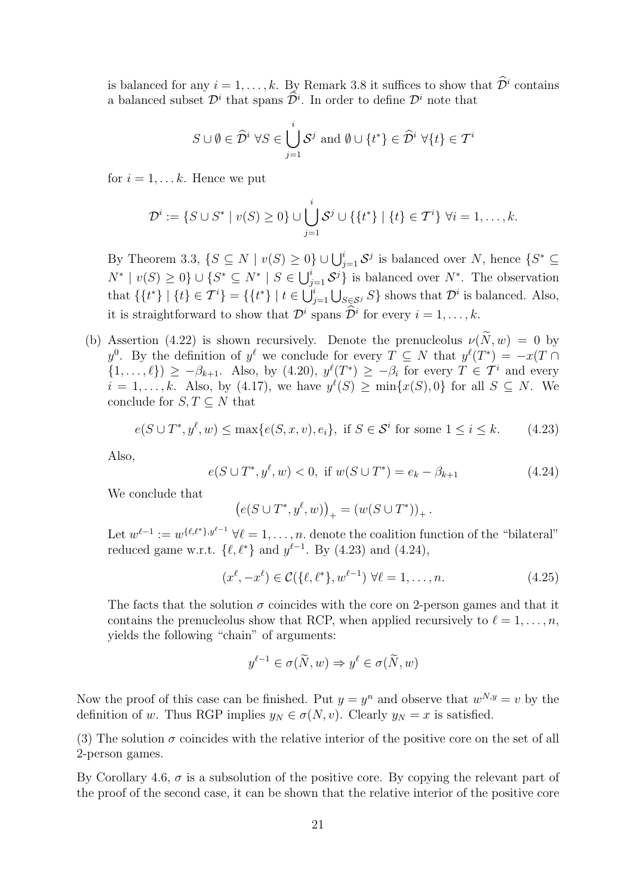is balanced for any $i = 1, \ldots, k$. By Remark 3.8 it suffices to show that $\widehat{\mathcal{D}}^i$ contains a balanced subset $\mathcal{D}^i$ that spans $\widehat{\mathcal{D}}^i$. In order to define $\mathcal{D}^i$ note that

$$S \cup \emptyset \in \widehat{\mathcal{D}}^i \ \forall S \in \bigcup_{j=1}^{i} \mathcal{S}^j \text{ and } \emptyset \cup \{t^*\} \in \widehat{\mathcal{D}}^i \ \forall \{t\} \in \mathcal{T}^i$$

for $i = 1, \ldots k$. Hence we put

$$\mathcal{D}^i := \{S \cup S^* \mid v(S) \geq 0\} \cup \bigcup_{j=1}^{i} \mathcal{S}^j \cup \{\{t^*\} \mid \{t\} \in \mathcal{T}^i\} \ \forall i = 1, \ldots, k.$$

By Theorem 3.3, $\{S \subseteq N \mid v(S) \geq 0\} \cup \bigcup_{j=1}^{i} \mathcal{S}^j$ is balanced over $N$, hence $\{S^* \subseteq N^* \mid v(S) \geq 0\} \cup \{S^* \subseteq N^* \mid S \in \bigcup_{j=1}^{i} \mathcal{S}^j\}$ is balanced over $N^*$. The observation that $\{\{t^*\} \mid \{t\} \in \mathcal{T}^i\} = \{\{t^*\} \mid t \in \bigcup_{j=1}^{i} \bigcup_{S \in \mathcal{S}^j} S\}$ shows that $\mathcal{D}^i$ is balanced. Also, it is straightforward to show that $\mathcal{D}^i$ spans $\widehat{\mathcal{D}}^i$ for every $i = 1, \ldots, k$.

(b) Assertion (4.22) is shown recursively. Denote the prenucleolus $\nu(\widetilde{N}, w) = 0$ by $y^0$. By the definition of $y^\ell$ we conclude for every $T \subseteq N$ that $y^\ell(T^*) = -x(T \cap \{1, \ldots, \ell\}) \geq -\beta_{k+1}$. Also, by (4.20), $y^\ell(T^*) \geq -\beta_i$ for every $T \in \mathcal{T}^i$ and every $i = 1, \ldots, k$. Also, by (4.17), we have $y^\ell(S) \geq \min\{x(S), 0\}$ for all $S \subseteq N$. We conclude for $S, T \subseteq N$ that

$$e(S \cup T^*, y^\ell, w) \leq \max\{e(S, x, v), e_i\}, \text{ if } S \in \mathcal{S}^i \text{ for some } 1 \leq i \leq k. \tag{4.23}$$

Also,

$$e(S \cup T^*, y^\ell, w) < 0, \text{ if } w(S \cup T^*) = e_k - \beta_{k+1} \tag{4.24}$$

We conclude that

$$\left(e(S \cup T^*, y^\ell, w)\right)_+ = \left(w(S \cup T^*)\right)_+.$$

Let $w^{\ell-1} := w^{\{\ell, \ell^*\}, y^{\ell-1}} \ \forall \ell = 1, \ldots, n.$ denote the coalition function of the "bilateral" reduced game w.r.t. $\{\ell, \ell^*\}$ and $y^{\ell-1}$. By (4.23) and (4.24),

$$(x^\ell, -x^\ell) \in \mathcal{C}(\{\ell, \ell^*\}, w^{\ell-1}) \ \forall \ell = 1, \ldots, n. \tag{4.25}$$

The facts that the solution $\sigma$ coincides with the core on 2-person games and that it contains the prenucleolus show that RCP, when applied recursively to $\ell = 1, \ldots, n$, yields the following "chain" of arguments:

$$y^{\ell-1} \in \sigma(\widetilde{N}, w) \Rightarrow y^\ell \in \sigma(\widetilde{N}, w)$$

Now the proof of this case can be finished. Put $y = y^n$ and observe that $w^{N,y} = v$ by the definition of $w$. Thus RGP implies $y_N \in \sigma(N, v)$. Clearly $y_N = x$ is satisfied.

(3) The solution $\sigma$ coincides with the relative interior of the positive core on the set of all 2-person games.

By Corollary 4.6, $\sigma$ is a subsolution of the positive core. By copying the relevant part of the proof of the second case, it can be shown that the relative interior of the positive core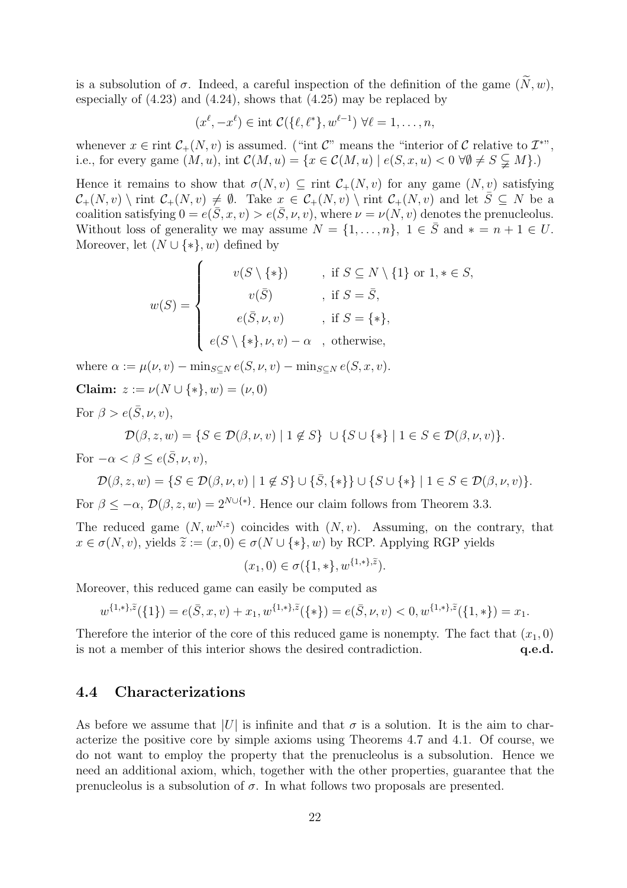is a subsolution of $\sigma$. Indeed, a careful inspection of the definition of the game $(\widetilde{N}, w)$, especially of (4.23) and (4.24), shows that (4.25) may be replaced by

$$(x^\ell, -x^\ell) \in \text{int } \mathcal{C}(\{\ell, \ell^*\}, w^{\ell-1}) \ \forall \ell = 1, \ldots, n,$$

whenever $x \in \text{rint } \mathcal{C}_+(N, v)$ is assumed. ("int $\mathcal{C}$" means the "interior of $\mathcal{C}$ relative to $\mathcal{I}^*$", i.e., for every game $(M, u)$, int $\mathcal{C}(M, u) = \{x \in \mathcal{C}(M, u) \mid e(S, x, u) < 0 \ \forall \emptyset \neq S \subsetneqq M\}$.)

Hence it remains to show that $\sigma(N, v) \subseteq \text{rint } \mathcal{C}_+(N, v)$ for any game $(N, v)$ satisfying $\mathcal{C}_+(N, v) \setminus \text{rint } \mathcal{C}_+(N, v) \neq \emptyset$. Take $x \in \mathcal{C}_+(N, v) \setminus \text{rint } \mathcal{C}_+(N, v)$ and let $\bar{S} \subseteq N$ be a coalition satisfying $0 = e(\bar{S}, x, v) > e(\bar{S}, \nu, v)$, where $\nu = \nu(N, v)$ denotes the prenucleolus. Without loss of generality we may assume $N = \{1, \ldots, n\}$, $1 \in \bar{S}$ and $* = n + 1 \in U$. Moreover, let $(N \cup \{*\}, w)$ defined by

$$w(S) = \begin{cases} v(S \setminus \{*\}) & , \text{ if } S \subseteq N \setminus \{1\} \text{ or } 1, * \in S, \\ v(\bar{S}) & , \text{ if } S = \bar{S}, \\ e(\bar{S}, \nu, v) & , \text{ if } S = \{*\}, \\ e(S \setminus \{*\}, \nu, v) - \alpha & , \text{ otherwise,} \end{cases}$$

where $\alpha := \mu(\nu, v) - \min_{S \subseteq N} e(S, \nu, v) - \min_{S \subseteq N} e(S, x, v)$.

**Claim:** $z := \nu(N \cup \{*\}, w) = (\nu, 0)$

For $\beta > e(\bar{S}, \nu, v)$,

$$\mathcal{D}(\beta, z, w) = \{S \in \mathcal{D}(\beta, \nu, v) \mid 1 \notin S\} \ \cup \{S \cup \{*\} \mid 1 \in S \in \mathcal{D}(\beta, \nu, v)\}.$$

For $-\alpha < \beta \leq e(\bar{S}, \nu, v)$,

$$\mathcal{D}(\beta, z, w) = \{S \in \mathcal{D}(\beta, \nu, v) \mid 1 \notin S\} \cup \{\bar{S}, \{*\}\} \cup \{S \cup \{*\} \mid 1 \in S \in \mathcal{D}(\beta, \nu, v)\}.$$

For $\beta \leq -\alpha$, $\mathcal{D}(\beta, z, w) = 2^{N \cup \{*\}}$. Hence our claim follows from Theorem 3.3.

The reduced game $(N, w^{N,z})$ coincides with $(N, v)$. Assuming, on the contrary, that $x \in \sigma(N, v)$, yields $\widetilde{z} := (x, 0) \in \sigma(N \cup \{*\}, w)$ by RCP. Applying RGP yields

$$(x_1, 0) \in \sigma(\{1, *\}, w^{\{1,*\},\tilde{z}}).$$

Moreover, this reduced game can easily be computed as

$$w^{\{1,*\},\tilde{z}}(\{1\}) = e(\bar{S}, x, v) + x_1, w^{\{1,*\},\tilde{z}}(\{*\}) = e(\bar{S}, \nu, v) < 0, w^{\{1,*\},\tilde{z}}(\{1, *\}) = x_1.$$

Therefore the interior of the core of this reduced game is nonempty. The fact that $(x_1, 0)$ is not a member of this interior shows the desired contradiction. **q.e.d.**

## 4.4 Characterizations

As before we assume that $|U|$ is infinite and that $\sigma$ is a solution. It is the aim to characterize the positive core by simple axioms using Theorems 4.7 and 4.1. Of course, we do not want to employ the property that the prenucleolus is a subsolution. Hence we need an additional axiom, which, together with the other properties, guarantee that the prenucleolus is a subsolution of $\sigma$. In what follows two proposals are presented.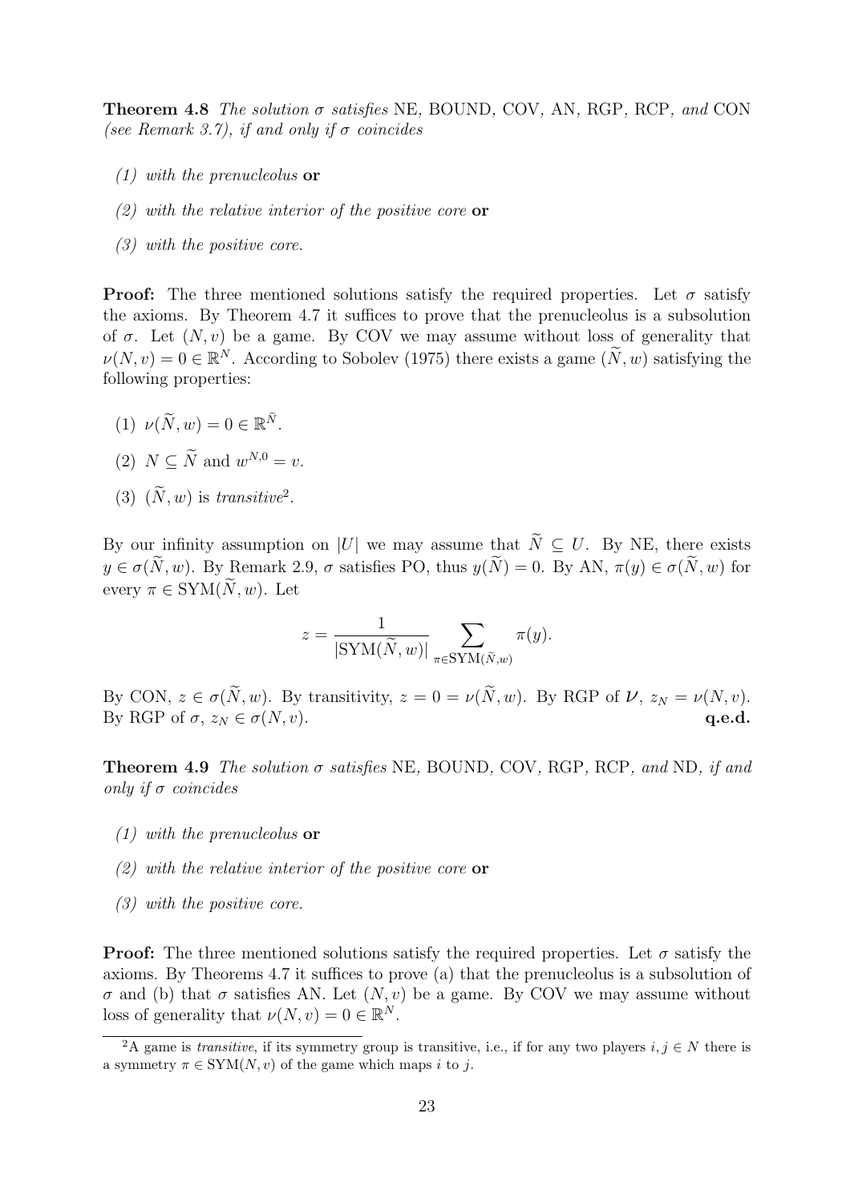**Theorem 4.8** *The solution $\sigma$ satisfies* NE, BOUND, COV, AN, RGP, RCP, *and* CON *(see Remark 3.7), if and only if $\sigma$ coincides*

*(1) with the prenucleolus* **or**

*(2) with the relative interior of the positive core* **or**

*(3) with the positive core.*

**Proof:** The three mentioned solutions satisfy the required properties. Let $\sigma$ satisfy the axioms. By Theorem 4.7 it suffices to prove that the prenucleolus is a subsolution of $\sigma$. Let $(N, v)$ be a game. By COV we may assume without loss of generality that $\nu(N, v) = 0 \in \mathbb{R}^N$. According to Sobolev (1975) there exists a game $(\widetilde{N}, w)$ satisfying the following properties:

(1) $\nu(\widetilde{N}, w) = 0 \in \mathbb{R}^{\widetilde{N}}$.

(2) $N \subseteq \widetilde{N}$ and $w^{N,0} = v$.

(3) $(\widetilde{N}, w)$ is *transitive*[2].

By our infinity assumption on $|U|$ we may assume that $\widetilde{N} \subseteq U$. By NE, there exists $y \in \sigma(\widetilde{N}, w)$. By Remark 2.9, $\sigma$ satisfies PO, thus $y(\widetilde{N}) = 0$. By AN, $\pi(y) \in \sigma(\widetilde{N}, w)$ for every $\pi \in \mathrm{SYM}(\widetilde{N}, w)$. Let

$$z = \frac{1}{|\mathrm{SYM}(\widetilde{N}, w)|} \sum_{\pi \in \mathrm{SYM}(\widetilde{N}, w)} \pi(y).$$

By CON, $z \in \sigma(\widetilde{N}, w)$. By transitivity, $z = 0 = \nu(\widetilde{N}, w)$. By RGP of $\boldsymbol{\nu}$, $z_N = \nu(N, v)$. By RGP of $\sigma$, $z_N \in \sigma(N, v)$. **q.e.d.**

**Theorem 4.9** *The solution $\sigma$ satisfies* NE, BOUND, COV, RGP, RCP, *and* ND, *if and only if $\sigma$ coincides*

*(1) with the prenucleolus* **or**

*(2) with the relative interior of the positive core* **or**

*(3) with the positive core.*

**Proof:** The three mentioned solutions satisfy the required properties. Let $\sigma$ satisfy the axioms. By Theorems 4.7 it suffices to prove (a) that the prenucleolus is a subsolution of $\sigma$ and (b) that $\sigma$ satisfies AN. Let $(N, v)$ be a game. By COV we may assume without loss of generality that $\nu(N, v) = 0 \in \mathbb{R}^N$.

[2] A game is *transitive*, if its symmetry group is transitive, i.e., if for any two players $i, j \in N$ there is a symmetry $\pi \in \mathrm{SYM}(N, v)$ of the game which maps $i$ to $j$.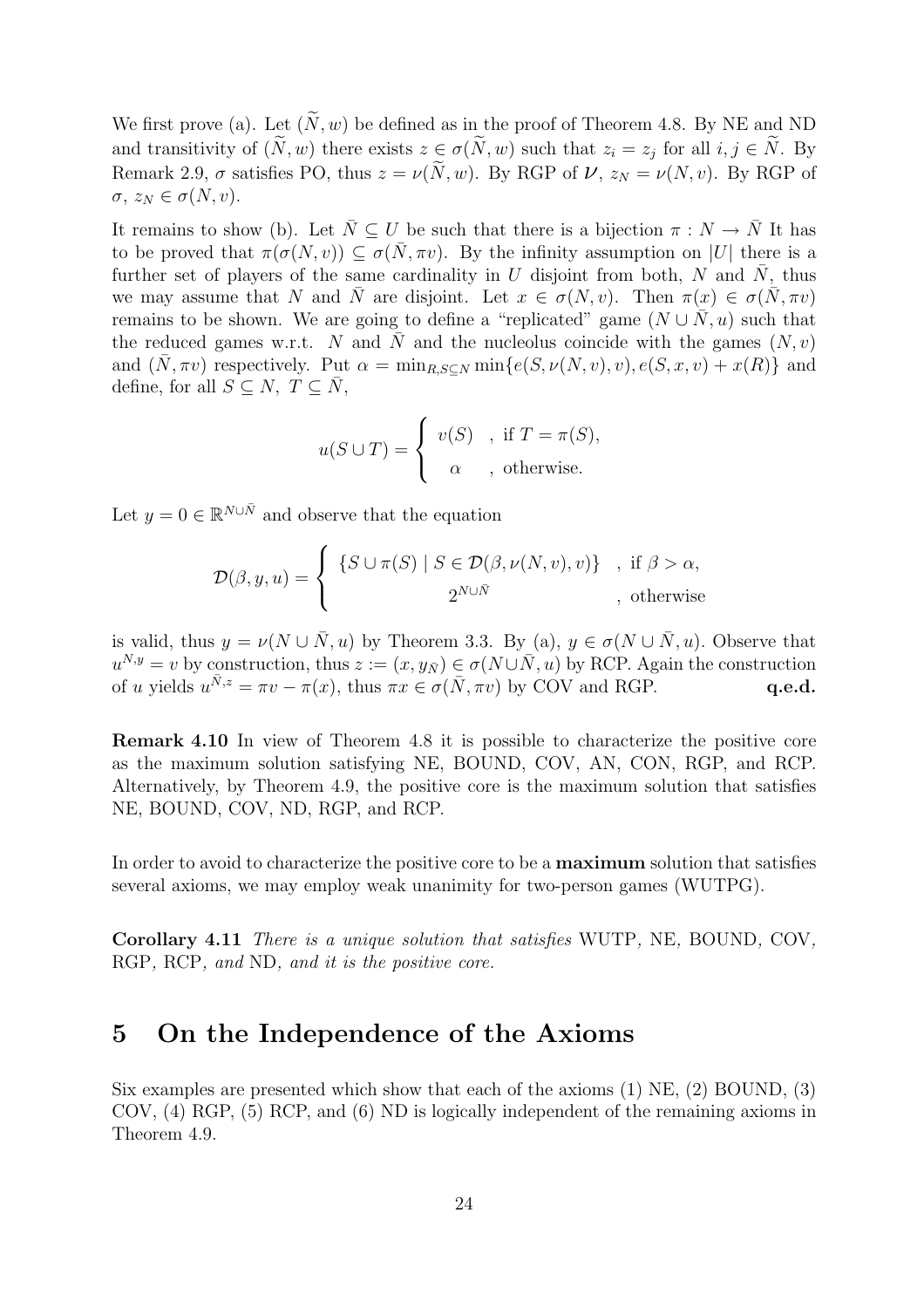We first prove (a). Let $(\widetilde{N}, w)$ be defined as in the proof of Theorem 4.8. By NE and ND and transitivity of $(\widetilde{N}, w)$ there exists $z \in \sigma(\widetilde{N}, w)$ such that $z_i = z_j$ for all $i, j \in \widetilde{N}$. By Remark 2.9, $\sigma$ satisfies PO, thus $z = \nu(\widetilde{N}, w)$. By RGP of $\boldsymbol{\nu}$, $z_N = \nu(N, v)$. By RGP of $\sigma$, $z_N \in \sigma(N, v)$.

It remains to show (b). Let $\bar{N} \subseteq U$ be such that there is a bijection $\pi : N \to \bar{N}$ It has to be proved that $\pi(\sigma(N, v)) \subseteq \sigma(\bar{N}, \pi v)$. By the infinity assumption on $|U|$ there is a further set of players of the same cardinality in $U$ disjoint from both, $N$ and $\bar{N}$, thus we may assume that $N$ and $\bar{N}$ are disjoint. Let $x \in \sigma(N, v)$. Then $\pi(x) \in \sigma(\bar{N}, \pi v)$ remains to be shown. We are going to define a "replicated" game $(N \cup \bar{N}, u)$ such that the reduced games w.r.t. $N$ and $\bar{N}$ and the nucleolus coincide with the games $(N, v)$ and $(\bar{N}, \pi v)$ respectively. Put $\alpha = \min_{R,S \subseteq N} \min\{e(S, \nu(N, v), v), e(S, x, v) + x(R)\}$ and define, for all $S \subseteq N,\ T \subseteq \bar{N}$,

$$u(S \cup T) = \begin{cases} v(S) & , \text{ if } T = \pi(S), \\ \alpha & , \text{ otherwise.} \end{cases}$$

Let $y = 0 \in \mathbb{R}^{N \cup \bar{N}}$ and observe that the equation

$$\mathcal{D}(\beta, y, u) = \begin{cases} \{S \cup \pi(S) \mid S \in \mathcal{D}(\beta, \nu(N, v), v)\} & , \text{ if } \beta > \alpha, \\ 2^{N \cup \bar{N}} & , \text{ otherwise} \end{cases}$$

is valid, thus $y = \nu(N \cup \bar{N}, u)$ by Theorem 3.3. By (a), $y \in \sigma(N \cup \bar{N}, u)$. Observe that $u^{N,y} = v$ by construction, thus $z := (x, y_{\bar{N}}) \in \sigma(N \cup \bar{N}, u)$ by RCP. Again the construction of $u$ yields $u^{\bar{N},z} = \pi v - \pi(x)$, thus $\pi x \in \sigma(\bar{N}, \pi v)$ by COV and RGP. **q.e.d.**

**Remark 4.10** In view of Theorem 4.8 it is possible to characterize the positive core as the maximum solution satisfying NE, BOUND, COV, AN, CON, RGP, and RCP. Alternatively, by Theorem 4.9, the positive core is the maximum solution that satisfies NE, BOUND, COV, ND, RGP, and RCP.

In order to avoid to characterize the positive core to be a **maximum** solution that satisfies several axioms, we may employ weak unanimity for two-person games (WUTPG).

**Corollary 4.11** *There is a unique solution that satisfies* WUTP*,* NE*,* BOUND*,* COV*,* RGP*,* RCP*, and* ND*, and it is the positive core.*

## 5 On the Independence of the Axioms

Six examples are presented which show that each of the axioms (1) NE, (2) BOUND, (3) COV, (4) RGP, (5) RCP, and (6) ND is logically independent of the remaining axioms in Theorem 4.9.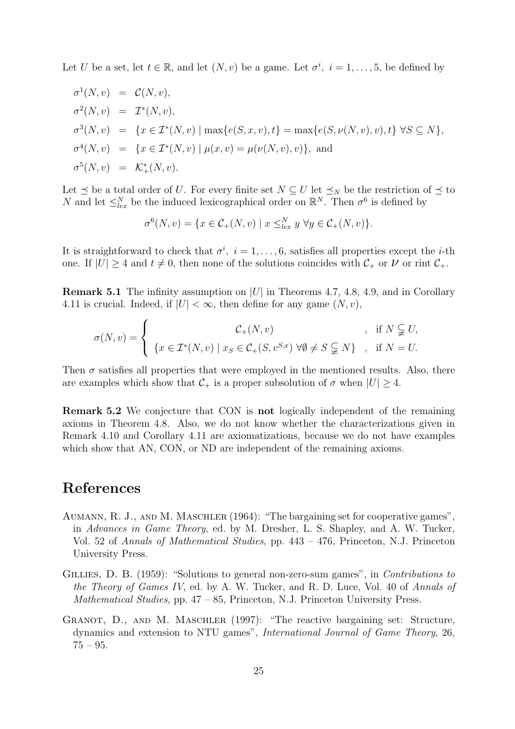Let $U$ be a set, let $t \in \mathbb{R}$, and let $(N, v)$ be a game. Let $\sigma^i,\ i = 1, \ldots, 5$, be defined by

$$
\begin{aligned}
\sigma^1(N,v) &= \mathcal{C}(N,v),\\
\sigma^2(N,v) &= \mathcal{I}^*(N,v),\\
\sigma^3(N,v) &= \{x \in \mathcal{I}^*(N,v) \mid \max\{e(S,x,v),t\} = \max\{e(S,\nu(N,v),v),t\}\ \forall S \subseteq N\},\\
\sigma^4(N,v) &= \{x \in \mathcal{I}^*(N,v) \mid \mu(x,v) = \mu(\nu(N,v),v)\}, \text{ and}\\
\sigma^5(N,v) &= \mathcal{K}^*_+(N,v).
\end{aligned}
$$

Let $\preceq$ be a total order of $U$. For every finite set $N \subseteq U$ let $\preceq_N$ be the restriction of $\preceq$ to $N$ and let $\leq^N_{lex}$ be the induced lexicographical order on $\mathbb{R}^N$. Then $\sigma^6$ is defined by

$$
\sigma^6(N,v) = \{x \in \mathcal{C}_+(N,v) \mid x \leq^N_{lex} y \ \forall y \in \mathcal{C}_+(N,v)\}.
$$

It is straightforward to check that $\sigma^i,\ i = 1, \ldots, 6$, satisfies all properties except the $i$-th one. If $|U| \geq 4$ and $t \neq 0$, then none of the solutions coincides with $\mathcal{C}_+$ or $\mathcal{V}$ or rint $\mathcal{C}_+$.

**Remark 5.1** The infinity assumption on $|U|$ in Theorems 4.7, 4.8, 4.9, and in Corollary 4.11 is crucial. Indeed, if $|U| < \infty$, then define for any game $(N, v)$,

$$
\sigma(N,v) = \begin{cases} \mathcal{C}_+(N,v) & , \text{ if } N \subsetneq U,\\ \{x \in \mathcal{I}^*(N,v) \mid x_S \in \mathcal{C}_+(S, v^{S,x})\ \forall \emptyset \neq S \subsetneq N\} & , \text{ if } N = U. \end{cases}
$$

Then $\sigma$ satisfies all properties that were employed in the mentioned results. Also, there are examples which show that $\mathcal{C}_+$ is a proper subsolution of $\sigma$ when $|U| \geq 4$.

**Remark 5.2** We conjecture that CON is **not** logically independent of the remaining axioms in Theorem 4.8. Also, we do not know whether the characterizations given in Remark 4.10 and Corollary 4.11 are axiomatizations, because we do not have examples which show that AN, CON, or ND are independent of the remaining axioms.

# References

Aumann, R. J., and M. Maschler (1964): "The bargaining set for cooperative games", in *Advances in Game Theory*, ed. by M. Dresher, L. S. Shapley, and A. W. Tucker, Vol. 52 of *Annals of Mathematical Studies*, pp. 443 – 476, Princeton, N.J. Princeton University Press.

Gillies, D. B. (1959): "Solutions to general non-zero-sum games", in *Contributions to the Theory of Games IV*, ed. by A. W. Tucker, and R. D. Luce, Vol. 40 of *Annals of Mathematical Studies*, pp. 47 – 85, Princeton, N.J. Princeton University Press.

Granot, D., and M. Maschler (1997): "The reactive bargaining set: Structure, dynamics and extension to NTU games", *International Journal of Game Theory*, 26, 75 – 95.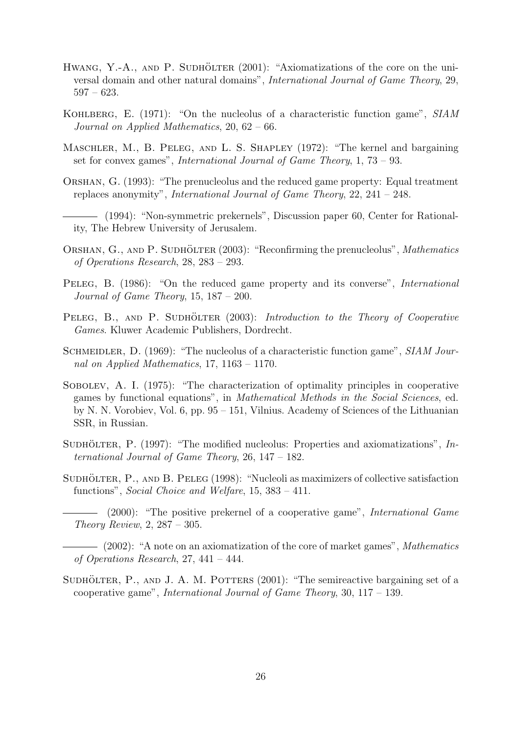Hwang, Y.-A., and P. Sudhölter (2001): "Axiomatizations of the core on the universal domain and other natural domains", *International Journal of Game Theory*, 29, 597 – 623.

Kohlberg, E. (1971): "On the nucleolus of a characteristic function game", *SIAM Journal on Applied Mathematics*, 20, 62 – 66.

Maschler, M., B. Peleg, and L. S. Shapley (1972): "The kernel and bargaining set for convex games", *International Journal of Game Theory*, 1, 73 – 93.

Orshan, G. (1993): "The prenucleolus and the reduced game property: Equal treatment replaces anonymity", *International Journal of Game Theory*, 22, 241 – 248.

——— (1994): "Non-symmetric prekernels", Discussion paper 60, Center for Rationality, The Hebrew University of Jerusalem.

Orshan, G., and P. Sudhölter (2003): "Reconfirming the prenucleolus", *Mathematics of Operations Research*, 28, 283 – 293.

Peleg, B. (1986): "On the reduced game property and its converse", *International Journal of Game Theory*, 15, 187 – 200.

Peleg, B., and P. Sudhölter (2003): *Introduction to the Theory of Cooperative Games*. Kluwer Academic Publishers, Dordrecht.

Schmeidler, D. (1969): "The nucleolus of a characteristic function game", *SIAM Journal on Applied Mathematics*, 17, 1163 – 1170.

Sobolev, A. I. (1975): "The characterization of optimality principles in cooperative games by functional equations", in *Mathematical Methods in the Social Sciences*, ed. by N. N. Vorobiev, Vol. 6, pp. 95 – 151, Vilnius. Academy of Sciences of the Lithuanian SSR, in Russian.

Sudhölter, P. (1997): "The modified nucleolus: Properties and axiomatizations", *International Journal of Game Theory*, 26, 147 – 182.

Sudhölter, P., and B. Peleg (1998): "Nucleoli as maximizers of collective satisfaction functions", *Social Choice and Welfare*, 15, 383 – 411.

——— (2000): "The positive prekernel of a cooperative game", *International Game Theory Review*, 2, 287 – 305.

——— (2002): "A note on an axiomatization of the core of market games", *Mathematics of Operations Research*, 27, 441 – 444.

Sudhölter, P., and J. A. M. Potters (2001): "The semireactive bargaining set of a cooperative game", *International Journal of Game Theory*, 30, 117 – 139.